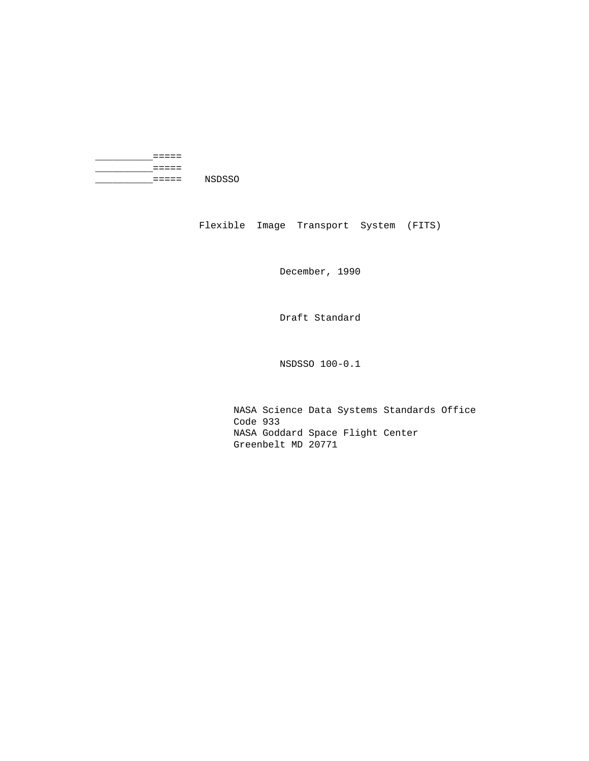```
__________=====
__________=====
__________=====    NSDSSO
```

# Flexible Image Transport System (FITS)

December, 1990

Draft Standard

NSDSSO 100-0.1

NASA Science Data Systems Standards Office
Code 933
NASA Goddard Space Flight Center
Greenbelt MD 20771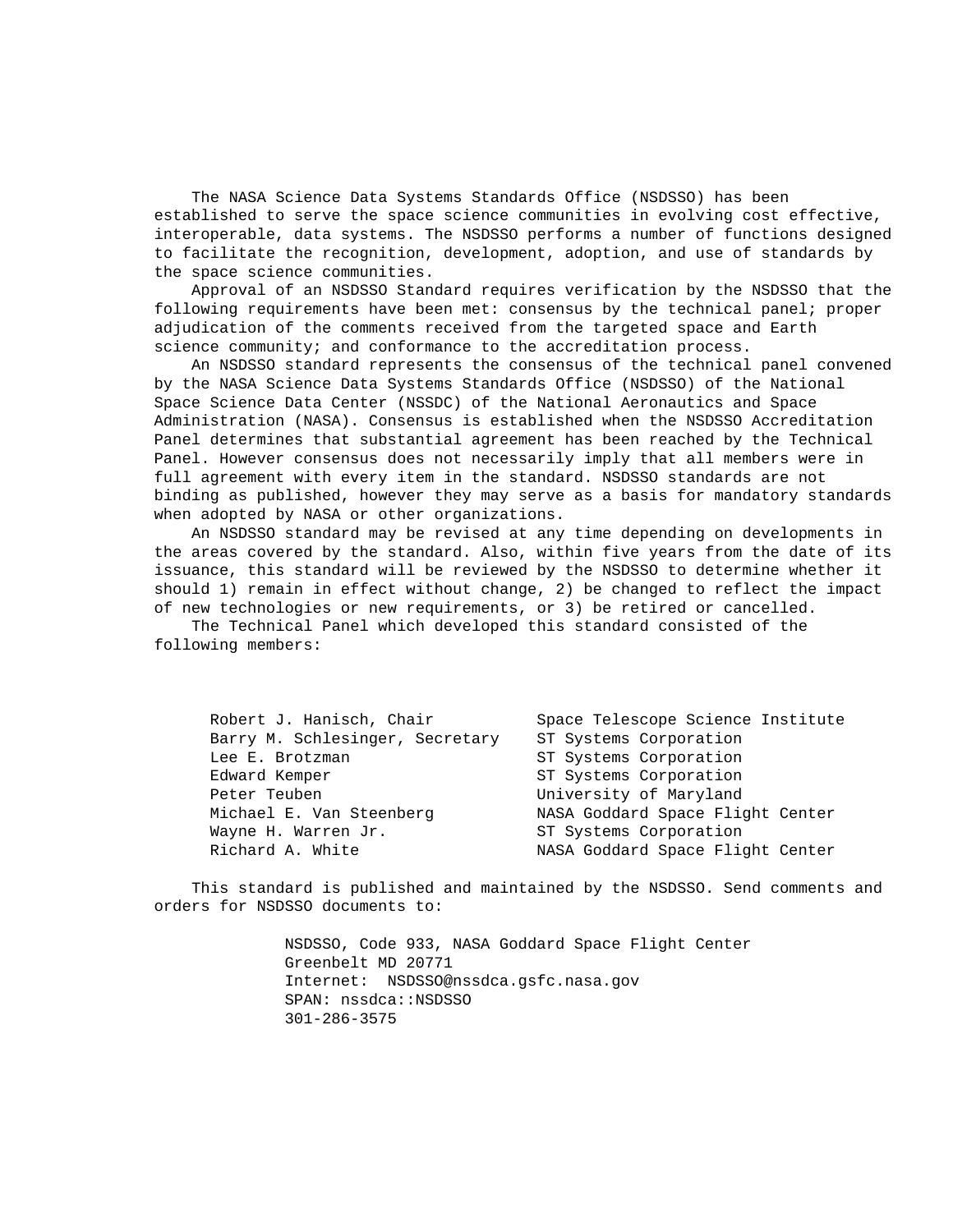The NASA Science Data Systems Standards Office (NSDSSO) has been established to serve the space science communities in evolving cost effective, interoperable, data systems. The NSDSSO performs a number of functions designed to facilitate the recognition, development, adoption, and use of standards by the space science communities.

Approval of an NSDSSO Standard requires verification by the NSDSSO that the following requirements have been met: consensus by the technical panel; proper adjudication of the comments received from the targeted space and Earth science community; and conformance to the accreditation process.

An NSDSSO standard represents the consensus of the technical panel convened by the NASA Science Data Systems Standards Office (NSDSSO) of the National Space Science Data Center (NSSDC) of the National Aeronautics and Space Administration (NASA). Consensus is established when the NSDSSO Accreditation Panel determines that substantial agreement has been reached by the Technical Panel. However consensus does not necessarily imply that all members were in full agreement with every item in the standard. NSDSSO standards are not binding as published, however they may serve as a basis for mandatory standards when adopted by NASA or other organizations.

An NSDSSO standard may be revised at any time depending on developments in the areas covered by the standard. Also, within five years from the date of its issuance, this standard will be reviewed by the NSDSSO to determine whether it should 1) remain in effect without change, 2) be changed to reflect the impact of new technologies or new requirements, or 3) be retired or cancelled.

The Technical Panel which developed this standard consisted of the following members:

| | |
|---|---|
| Robert J. Hanisch, Chair | Space Telescope Science Institute |
| Barry M. Schlesinger, Secretary | ST Systems Corporation |
| Lee E. Brotzman | ST Systems Corporation |
| Edward Kemper | ST Systems Corporation |
| Peter Teuben | University of Maryland |
| Michael E. Van Steenberg | NASA Goddard Space Flight Center |
| Wayne H. Warren Jr. | ST Systems Corporation |
| Richard A. White | NASA Goddard Space Flight Center |

This standard is published and maintained by the NSDSSO. Send comments and orders for NSDSSO documents to:

NSDSSO, Code 933, NASA Goddard Space Flight Center
Greenbelt MD 20771
Internet: NSDSSO@nssdca.gsfc.nasa.gov
SPAN: nssdca::NSDSSO
301-286-3575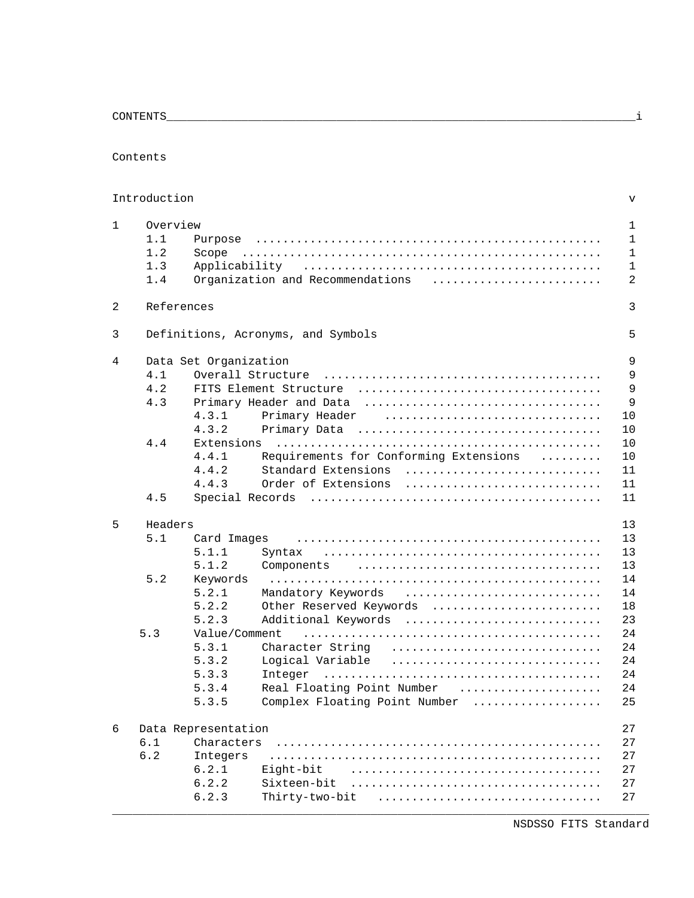# Contents

| | | |
|---|---|---|
| Introduction | | v |
| **1** | **Overview** | **1** |
| 1.1 | Purpose | 1 |
| 1.2 | Scope | 1 |
| 1.3 | Applicability | 1 |
| 1.4 | Organization and Recommendations | 2 |
| **2** | **References** | **3** |
| **3** | **Definitions, Acronyms, and Symbols** | **5** |
| **4** | **Data Set Organization** | **9** |
| 4.1 | Overall Structure | 9 |
| 4.2 | FITS Element Structure | 9 |
| 4.3 | Primary Header and Data | 9 |
| 4.3.1 | Primary Header | 10 |
| 4.3.2 | Primary Data | 10 |
| 4.4 | Extensions | 10 |
| 4.4.1 | Requirements for Conforming Extensions | 10 |
| 4.4.2 | Standard Extensions | 11 |
| 4.4.3 | Order of Extensions | 11 |
| 4.5 | Special Records | 11 |
| **5** | **Headers** | **13** |
| 5.1 | Card Images | 13 |
| 5.1.1 | Syntax | 13 |
| 5.1.2 | Components | 13 |
| 5.2 | Keywords | 14 |
| 5.2.1 | Mandatory Keywords | 14 |
| 5.2.2 | Other Reserved Keywords | 18 |
| 5.2.3 | Additional Keywords | 23 |
| 5.3 | Value/Comment | 24 |
| 5.3.1 | Character String | 24 |
| 5.3.2 | Logical Variable | 24 |
| 5.3.3 | Integer | 24 |
| 5.3.4 | Real Floating Point Number | 24 |
| 5.3.5 | Complex Floating Point Number | 25 |
| **6** | **Data Representation** | **27** |
| 6.1 | Characters | 27 |
| 6.2 | Integers | 27 |
| 6.2.1 | Eight-bit | 27 |
| 6.2.2 | Sixteen-bit | 27 |
| 6.2.3 | Thirty-two-bit | 27 |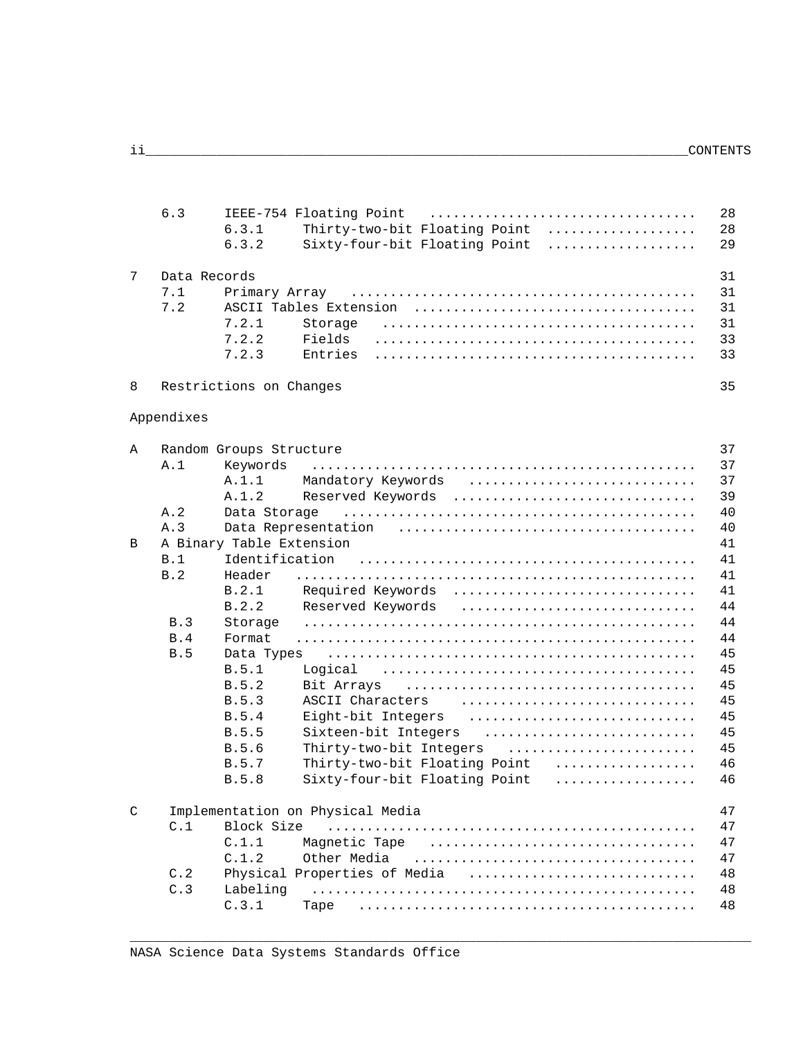| | | | |
|---|---|---|---|
| 6.3 | IEEE-754 Floating Point | | 28 |
| | 6.3.1 | Thirty-two-bit Floating Point | 28 |
| | 6.3.2 | Sixty-four-bit Floating Point | 29 |
| **7** | **Data Records** | | **31** |
| 7.1 | Primary Array | | 31 |
| 7.2 | ASCII Tables Extension | | 31 |
| | 7.2.1 | Storage | 31 |
| | 7.2.2 | Fields | 33 |
| | 7.2.3 | Entries | 33 |
| **8** | **Restrictions on Changes** | | **35** |

**Appendixes**

| | | | |
|---|---|---|---|
| **A** | **Random Groups Structure** | | **37** |
| A.1 | Keywords | | 37 |
| | A.1.1 | Mandatory Keywords | 37 |
| | A.1.2 | Reserved Keywords | 39 |
| A.2 | Data Storage | | 40 |
| A.3 | Data Representation | | 40 |
| **B** | **A Binary Table Extension** | | **41** |
| B.1 | Identification | | 41 |
| B.2 | Header | | 41 |
| | B.2.1 | Required Keywords | 41 |
| | B.2.2 | Reserved Keywords | 44 |
| B.3 | Storage | | 44 |
| B.4 | Format | | 44 |
| B.5 | Data Types | | 45 |
| | B.5.1 | Logical | 45 |
| | B.5.2 | Bit Arrays | 45 |
| | B.5.3 | ASCII Characters | 45 |
| | B.5.4 | Eight-bit Integers | 45 |
| | B.5.5 | Sixteen-bit Integers | 45 |
| | B.5.6 | Thirty-two-bit Integers | 45 |
| | B.5.7 | Thirty-two-bit Floating Point | 46 |
| | B.5.8 | Sixty-four-bit Floating Point | 46 |
| **C** | **Implementation on Physical Media** | | **47** |
| C.1 | Block Size | | 47 |
| | C.1.1 | Magnetic Tape | 47 |
| | C.1.2 | Other Media | 47 |
| C.2 | Physical Properties of Media | | 48 |
| C.3 | Labeling | | 48 |
| | C.3.1 | Tape | 48 |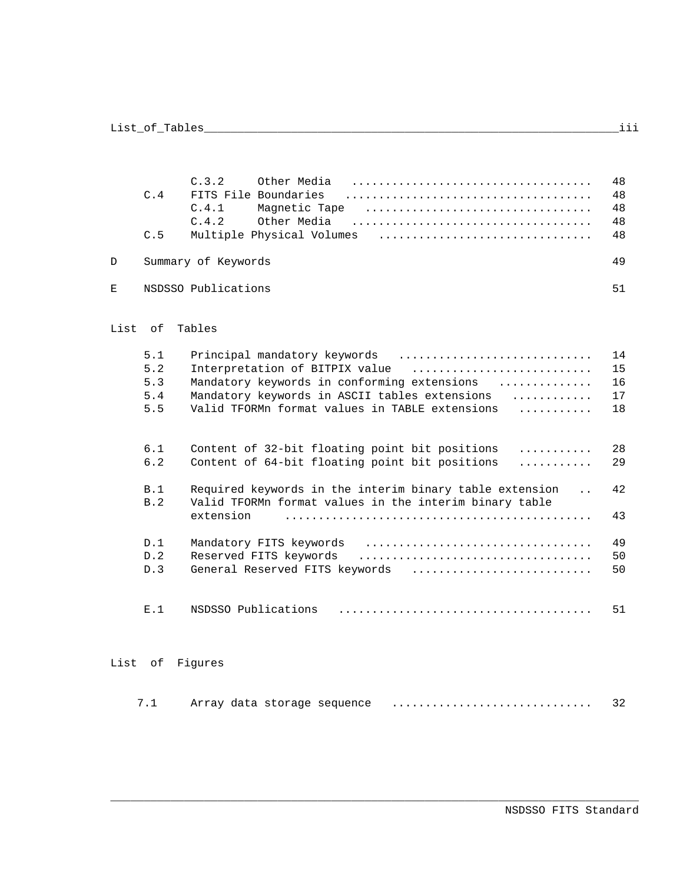| | | |
|---|---|---|
| C.3.2 | Other Media | 48 |
| C.4 | FITS File Boundaries | 48 |
| C.4.1 | Magnetic Tape | 48 |
| C.4.2 | Other Media | 48 |
| C.5 | Multiple Physical Volumes | 48 |
| **D** | **Summary of Keywords** | **49** |
| **E** | **NSDSSO Publications** | **51** |

## List of Tables

| | | |
|---|---|---|
| 5.1 | Principal mandatory keywords | 14 |
| 5.2 | Interpretation of BITPIX value | 15 |
| 5.3 | Mandatory keywords in conforming extensions | 16 |
| 5.4 | Mandatory keywords in ASCII tables extensions | 17 |
| 5.5 | Valid TFORMn format values in TABLE extensions | 18 |
| 6.1 | Content of 32-bit floating point bit positions | 28 |
| 6.2 | Content of 64-bit floating point bit positions | 29 |
| B.1 | Required keywords in the interim binary table extension | 42 |
| B.2 | Valid TFORMn format values in the interim binary table extension | 43 |
| D.1 | Mandatory FITS keywords | 49 |
| D.2 | Reserved FITS keywords | 50 |
| D.3 | General Reserved FITS keywords | 50 |
| E.1 | NSDSSO Publications | 51 |

## List of Figures

| | | |
|---|---|---|
| 7.1 | Array data storage sequence | 32 |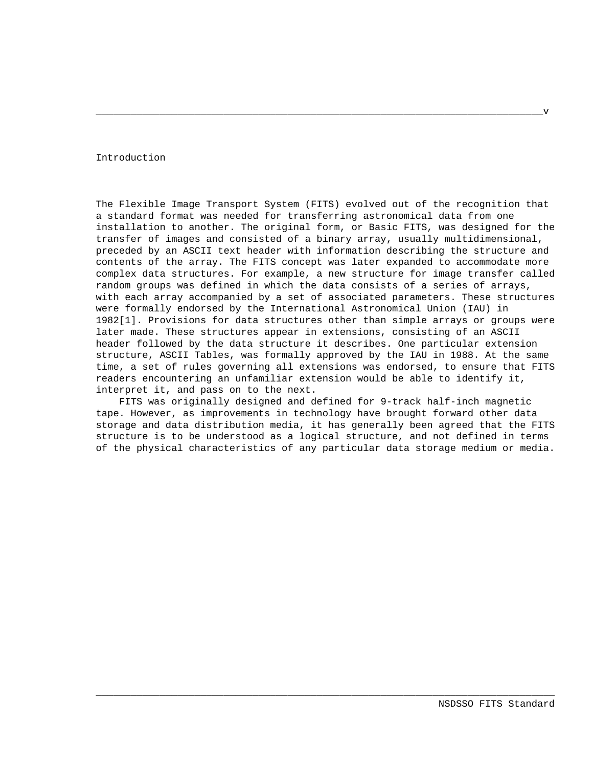# Introduction

The Flexible Image Transport System (FITS) evolved out of the recognition that a standard format was needed for transferring astronomical data from one installation to another. The original form, or Basic FITS, was designed for the transfer of images and consisted of a binary array, usually multidimensional, preceded by an ASCII text header with information describing the structure and contents of the array. The FITS concept was later expanded to accommodate more complex data structures. For example, a new structure for image transfer called random groups was defined in which the data consists of a series of arrays, with each array accompanied by a set of associated parameters. These structures were formally endorsed by the International Astronomical Union (IAU) in 1982[1]. Provisions for data structures other than simple arrays or groups were later made. These structures appear in extensions, consisting of an ASCII header followed by the data structure it describes. One particular extension structure, ASCII Tables, was formally approved by the IAU in 1988. At the same time, a set of rules governing all extensions was endorsed, to ensure that FITS readers encountering an unfamiliar extension would be able to identify it, interpret it, and pass on to the next.

FITS was originally designed and defined for 9-track half-inch magnetic tape. However, as improvements in technology have brought forward other data storage and data distribution media, it has generally been agreed that the FITS structure is to be understood as a logical structure, and not defined in terms of the physical characteristics of any particular data storage medium or media.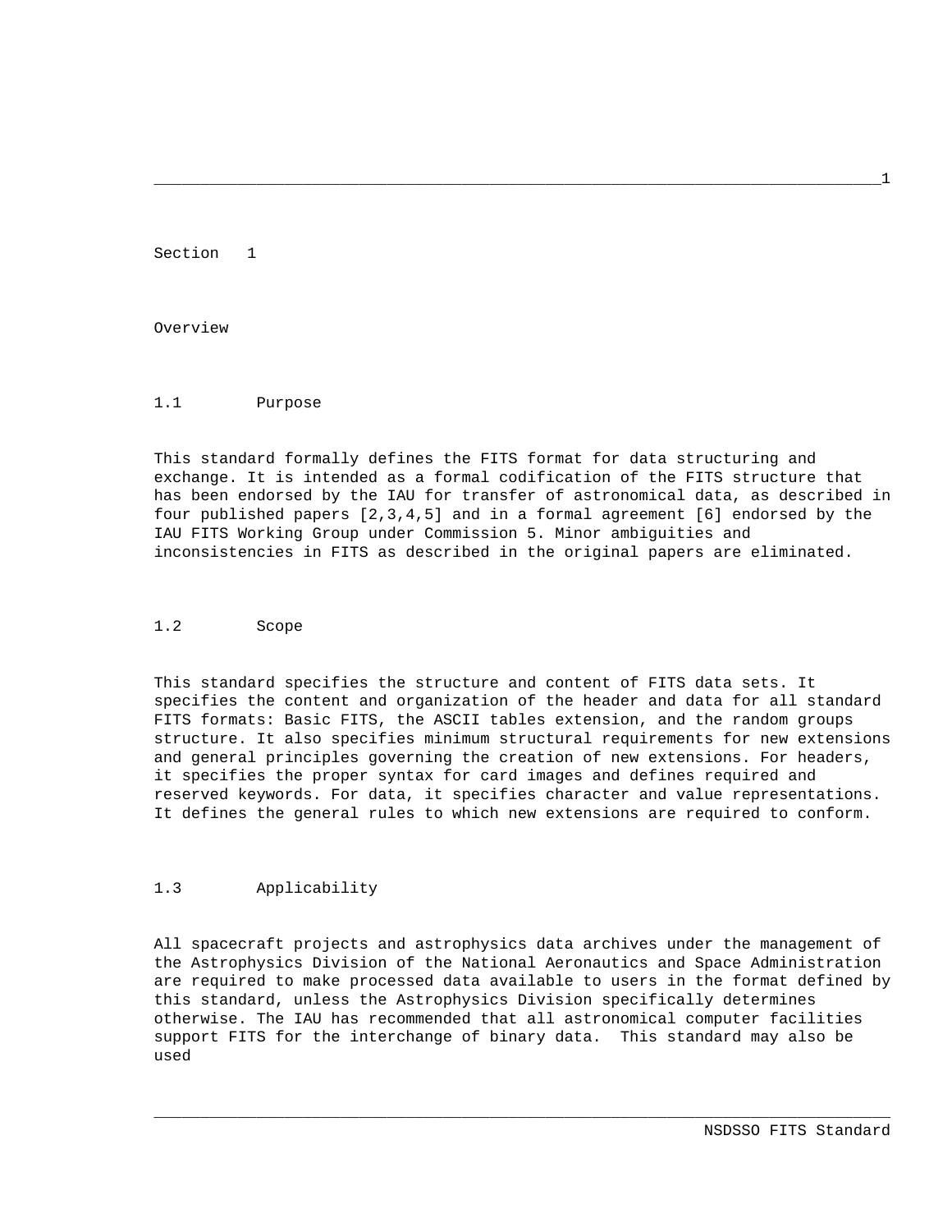# Section 1

# Overview

## 1.1 Purpose

This standard formally defines the FITS format for data structuring and exchange. It is intended as a formal codification of the FITS structure that has been endorsed by the IAU for transfer of astronomical data, as described in four published papers [2,3,4,5] and in a formal agreement [6] endorsed by the IAU FITS Working Group under Commission 5. Minor ambiguities and inconsistencies in FITS as described in the original papers are eliminated.

## 1.2 Scope

This standard specifies the structure and content of FITS data sets. It specifies the content and organization of the header and data for all standard FITS formats: Basic FITS, the ASCII tables extension, and the random groups structure. It also specifies minimum structural requirements for new extensions and general principles governing the creation of new extensions. For headers, it specifies the proper syntax for card images and defines required and reserved keywords. For data, it specifies character and value representations. It defines the general rules to which new extensions are required to conform.

## 1.3 Applicability

All spacecraft projects and astrophysics data archives under the management of the Astrophysics Division of the National Aeronautics and Space Administration are required to make processed data available to users in the format defined by this standard, unless the Astrophysics Division specifically determines otherwise. The IAU has recommended that all astronomical computer facilities support FITS for the interchange of binary data. This standard may also be used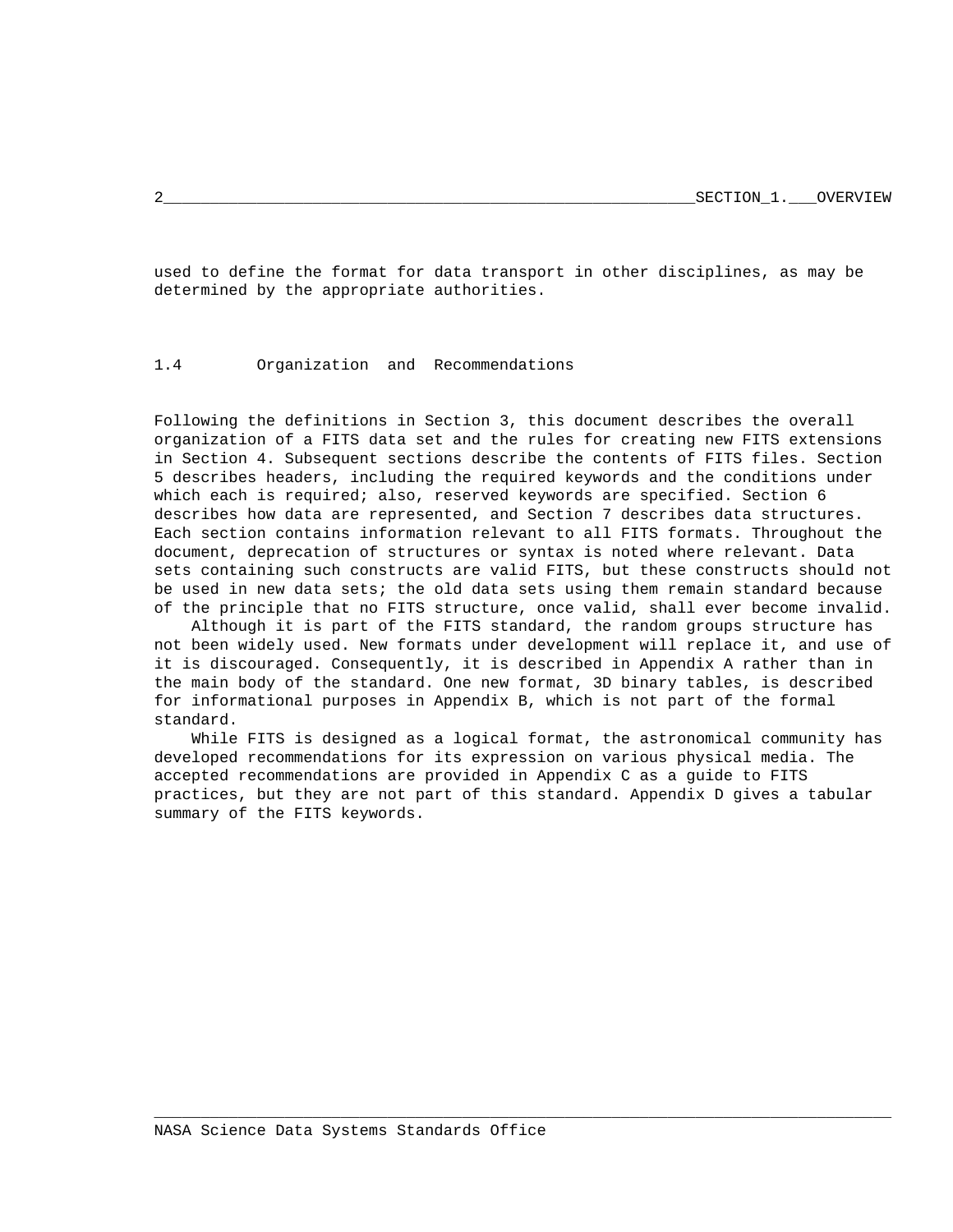used to define the format for data transport in other disciplines, as may be determined by the appropriate authorities.

## 1.4 Organization and Recommendations

Following the definitions in Section 3, this document describes the overall organization of a FITS data set and the rules for creating new FITS extensions in Section 4. Subsequent sections describe the contents of FITS files. Section 5 describes headers, including the required keywords and the conditions under which each is required; also, reserved keywords are specified. Section 6 describes how data are represented, and Section 7 describes data structures. Each section contains information relevant to all FITS formats. Throughout the document, deprecation of structures or syntax is noted where relevant. Data sets containing such constructs are valid FITS, but these constructs should not be used in new data sets; the old data sets using them remain standard because of the principle that no FITS structure, once valid, shall ever become invalid.

Although it is part of the FITS standard, the random groups structure has not been widely used. New formats under development will replace it, and use of it is discouraged. Consequently, it is described in Appendix A rather than in the main body of the standard. One new format, 3D binary tables, is described for informational purposes in Appendix B, which is not part of the formal standard.

While FITS is designed as a logical format, the astronomical community has developed recommendations for its expression on various physical media. The accepted recommendations are provided in Appendix C as a guide to FITS practices, but they are not part of this standard. Appendix D gives a tabular summary of the FITS keywords.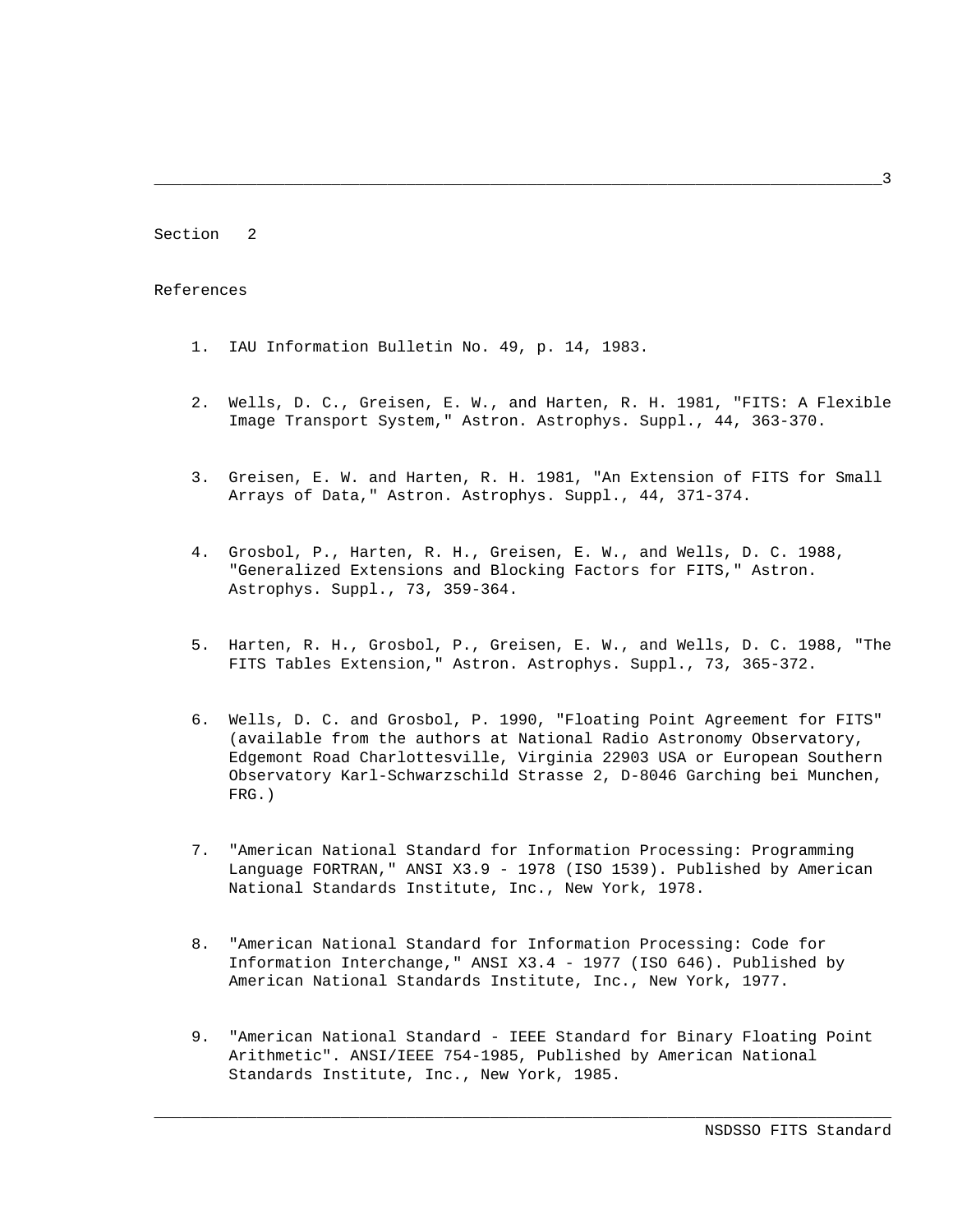# Section 2

## References

1. IAU Information Bulletin No. 49, p. 14, 1983.

2. Wells, D. C., Greisen, E. W., and Harten, R. H. 1981, "FITS: A Flexible Image Transport System," Astron. Astrophys. Suppl., 44, 363-370.

3. Greisen, E. W. and Harten, R. H. 1981, "An Extension of FITS for Small Arrays of Data," Astron. Astrophys. Suppl., 44, 371-374.

4. Grosbol, P., Harten, R. H., Greisen, E. W., and Wells, D. C. 1988, "Generalized Extensions and Blocking Factors for FITS," Astron. Astrophys. Suppl., 73, 359-364.

5. Harten, R. H., Grosbol, P., Greisen, E. W., and Wells, D. C. 1988, "The FITS Tables Extension," Astron. Astrophys. Suppl., 73, 365-372.

6. Wells, D. C. and Grosbol, P. 1990, "Floating Point Agreement for FITS" (available from the authors at National Radio Astronomy Observatory, Edgemont Road Charlottesville, Virginia 22903 USA or European Southern Observatory Karl-Schwarzschild Strasse 2, D-8046 Garching bei Munchen, FRG.)

7. "American National Standard for Information Processing: Programming Language FORTRAN," ANSI X3.9 - 1978 (ISO 1539). Published by American National Standards Institute, Inc., New York, 1978.

8. "American National Standard for Information Processing: Code for Information Interchange," ANSI X3.4 - 1977 (ISO 646). Published by American National Standards Institute, Inc., New York, 1977.

9. "American National Standard - IEEE Standard for Binary Floating Point Arithmetic". ANSI/IEEE 754-1985, Published by American National Standards Institute, Inc., New York, 1985.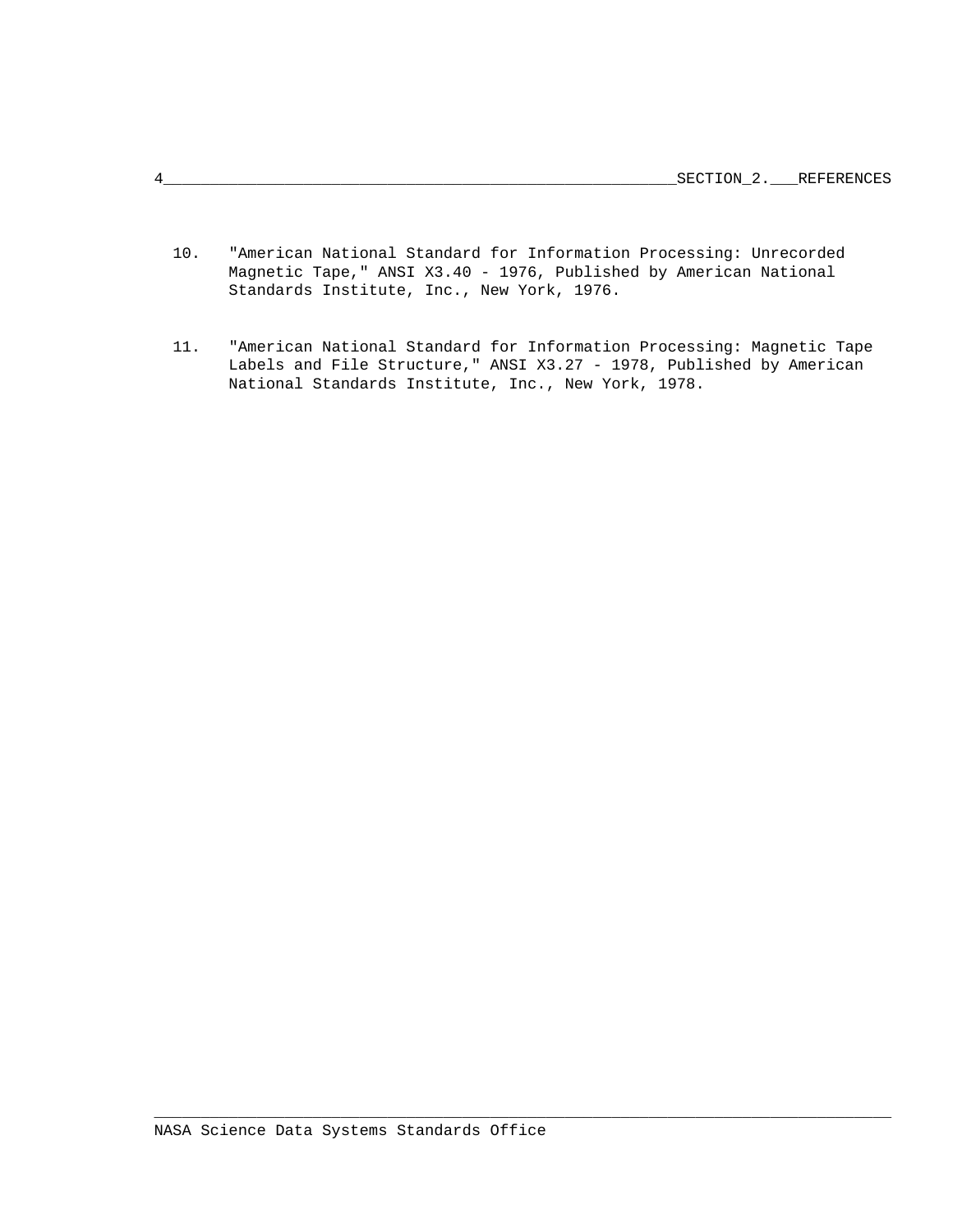10. "American National Standard for Information Processing: Unrecorded Magnetic Tape," ANSI X3.40 - 1976, Published by American National Standards Institute, Inc., New York, 1976.

11. "American National Standard for Information Processing: Magnetic Tape Labels and File Structure," ANSI X3.27 - 1978, Published by American National Standards Institute, Inc., New York, 1978.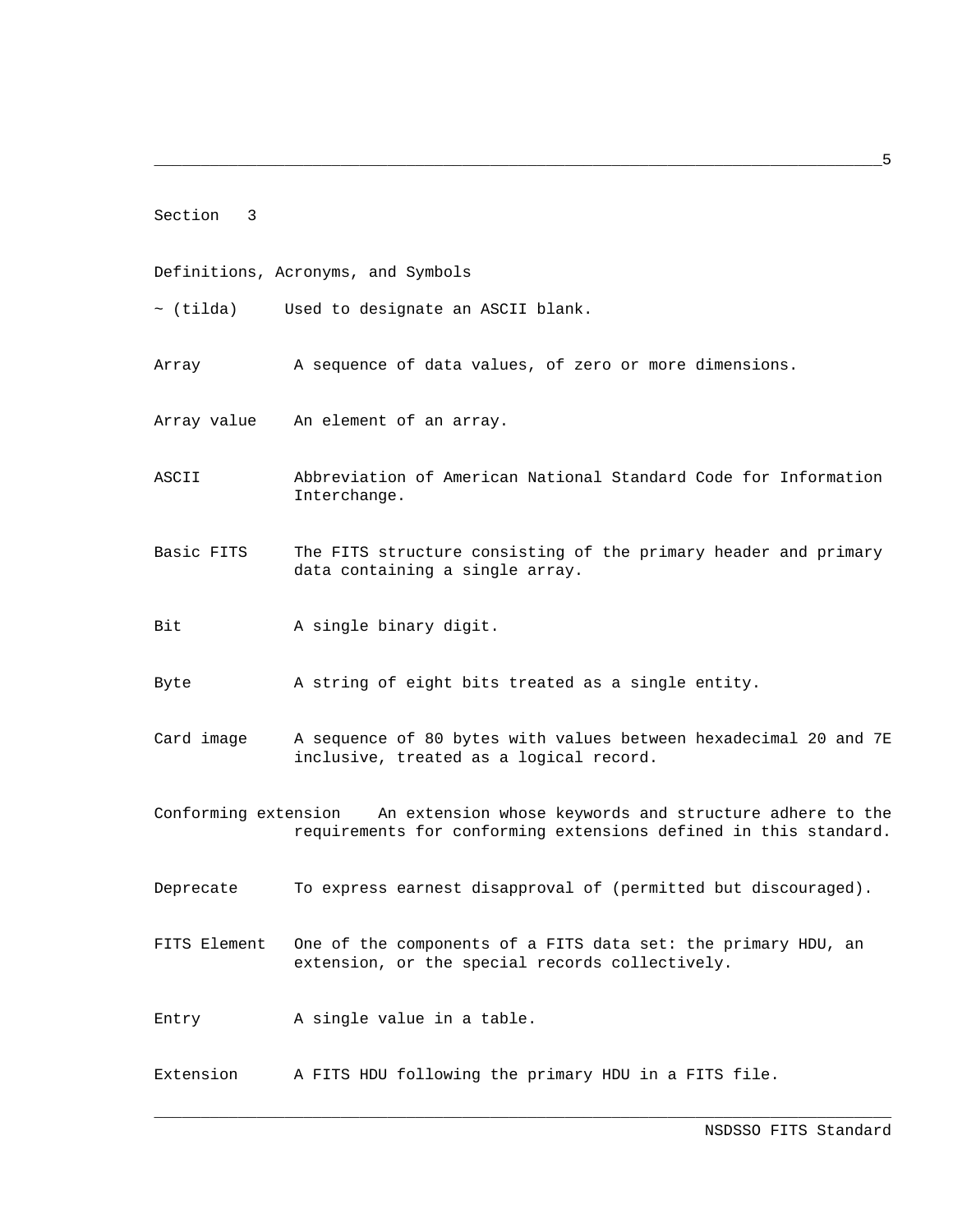# Section 3

## Definitions, Acronyms, and Symbols

~ (tilda) Used to designate an ASCII blank.

**Array** A sequence of data values, of zero or more dimensions.

**Array value** An element of an array.

**ASCII** Abbreviation of American National Standard Code for Information Interchange.

**Basic FITS** The FITS structure consisting of the primary header and primary data containing a single array.

**Bit** A single binary digit.

**Byte** A string of eight bits treated as a single entity.

**Card image** A sequence of 80 bytes with values between hexadecimal 20 and 7E inclusive, treated as a logical record.

**Conforming extension** An extension whose keywords and structure adhere to the requirements for conforming extensions defined in this standard.

**Deprecate** To express earnest disapproval of (permitted but discouraged).

**FITS Element** One of the components of a FITS data set: the primary HDU, an extension, or the special records collectively.

**Entry** A single value in a table.

**Extension** A FITS HDU following the primary HDU in a FITS file.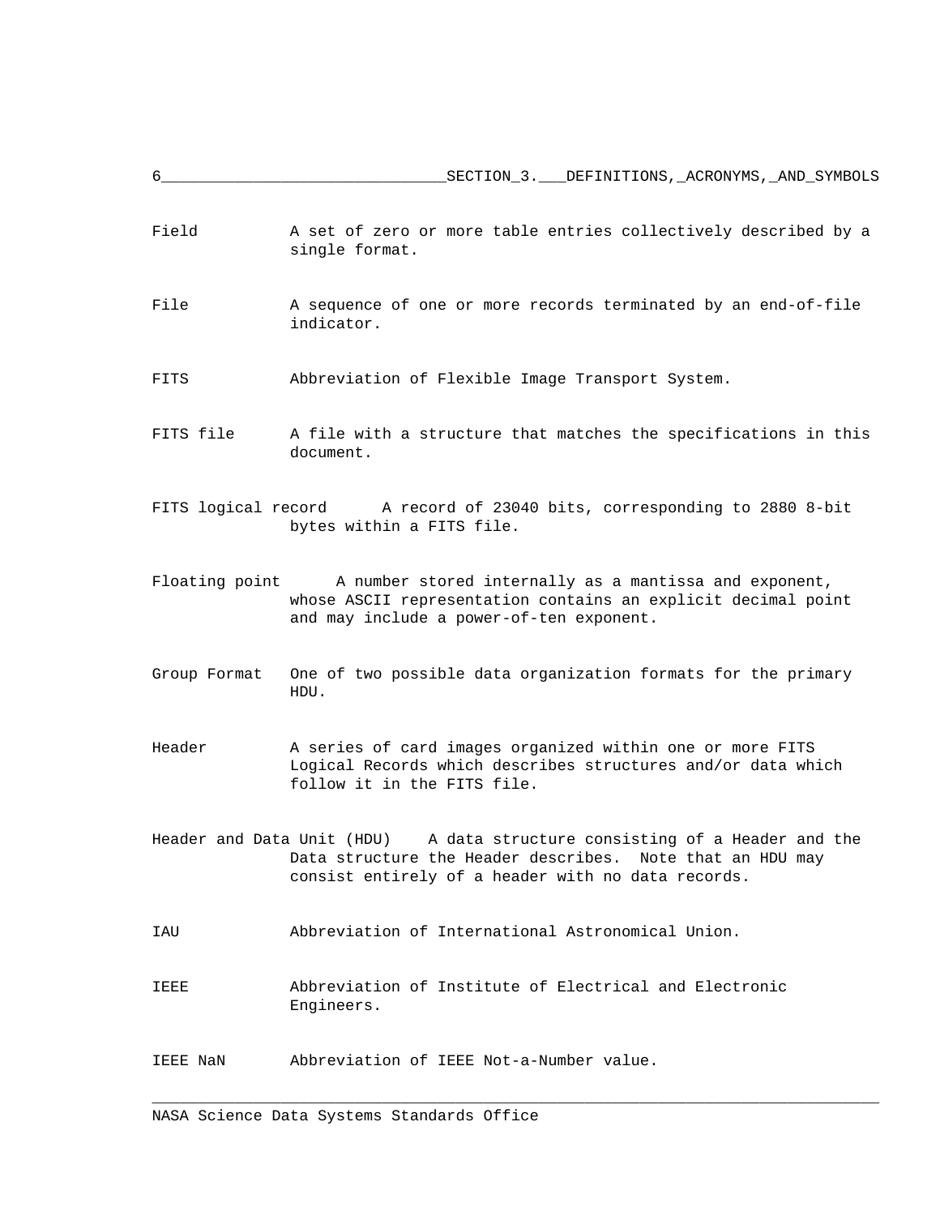**Field** — A set of zero or more table entries collectively described by a single format.

**File** — A sequence of one or more records terminated by an end-of-file indicator.

**FITS** — Abbreviation of Flexible Image Transport System.

**FITS file** — A file with a structure that matches the specifications in this document.

**FITS logical record** — A record of 23040 bits, corresponding to 2880 8-bit bytes within a FITS file.

**Floating point** — A number stored internally as a mantissa and exponent, whose ASCII representation contains an explicit decimal point and may include a power-of-ten exponent.

**Group Format** — One of two possible data organization formats for the primary HDU.

**Header** — A series of card images organized within one or more FITS Logical Records which describes structures and/or data which follow it in the FITS file.

**Header and Data Unit (HDU)** — A data structure consisting of a Header and the Data structure the Header describes. Note that an HDU may consist entirely of a header with no data records.

**IAU** — Abbreviation of International Astronomical Union.

**IEEE** — Abbreviation of Institute of Electrical and Electronic Engineers.

**IEEE NaN** — Abbreviation of IEEE Not-a-Number value.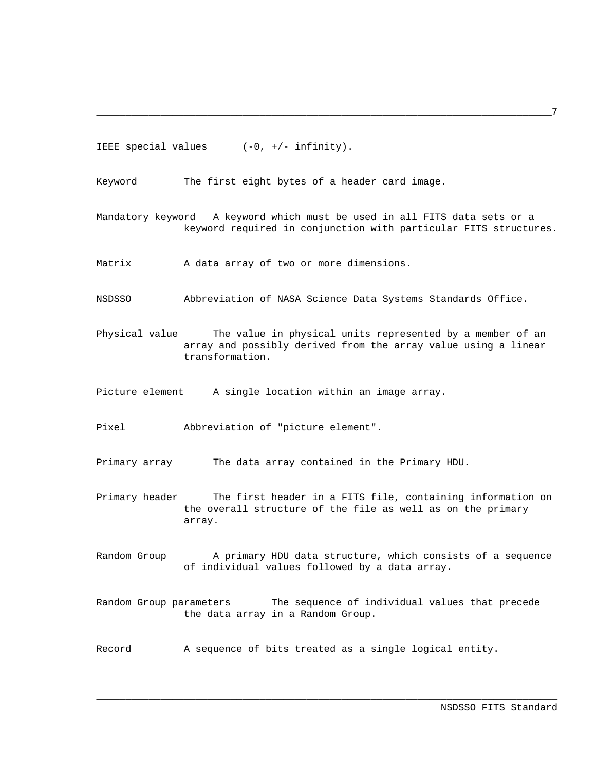IEEE special values (-0, +/- infinity).

Keyword The first eight bytes of a header card image.

Mandatory keyword A keyword which must be used in all FITS data sets or a keyword required in conjunction with particular FITS structures.

Matrix A data array of two or more dimensions.

NSDSSO Abbreviation of NASA Science Data Systems Standards Office.

Physical value The value in physical units represented by a member of an array and possibly derived from the array value using a linear transformation.

Picture element A single location within an image array.

Pixel Abbreviation of "picture element".

Primary array The data array contained in the Primary HDU.

Primary header The first header in a FITS file, containing information on the overall structure of the file as well as on the primary array.

Random Group A primary HDU data structure, which consists of a sequence of individual values followed by a data array.

Random Group parameters The sequence of individual values that precede the data array in a Random Group.

Record A sequence of bits treated as a single logical entity.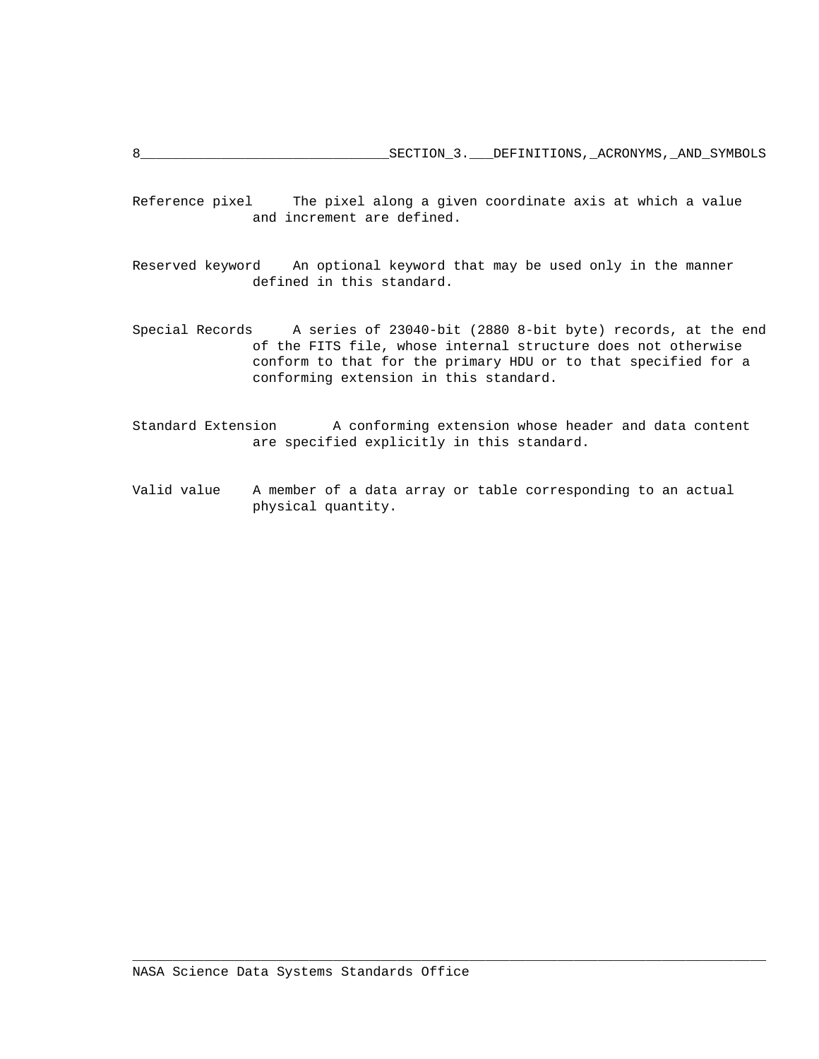**Reference pixel** The pixel along a given coordinate axis at which a value and increment are defined.

**Reserved keyword** An optional keyword that may be used only in the manner defined in this standard.

**Special Records** A series of 23040-bit (2880 8-bit byte) records, at the end of the FITS file, whose internal structure does not otherwise conform to that for the primary HDU or to that specified for a conforming extension in this standard.

**Standard Extension** A conforming extension whose header and data content are specified explicitly in this standard.

**Valid value** A member of a data array or table corresponding to an actual physical quantity.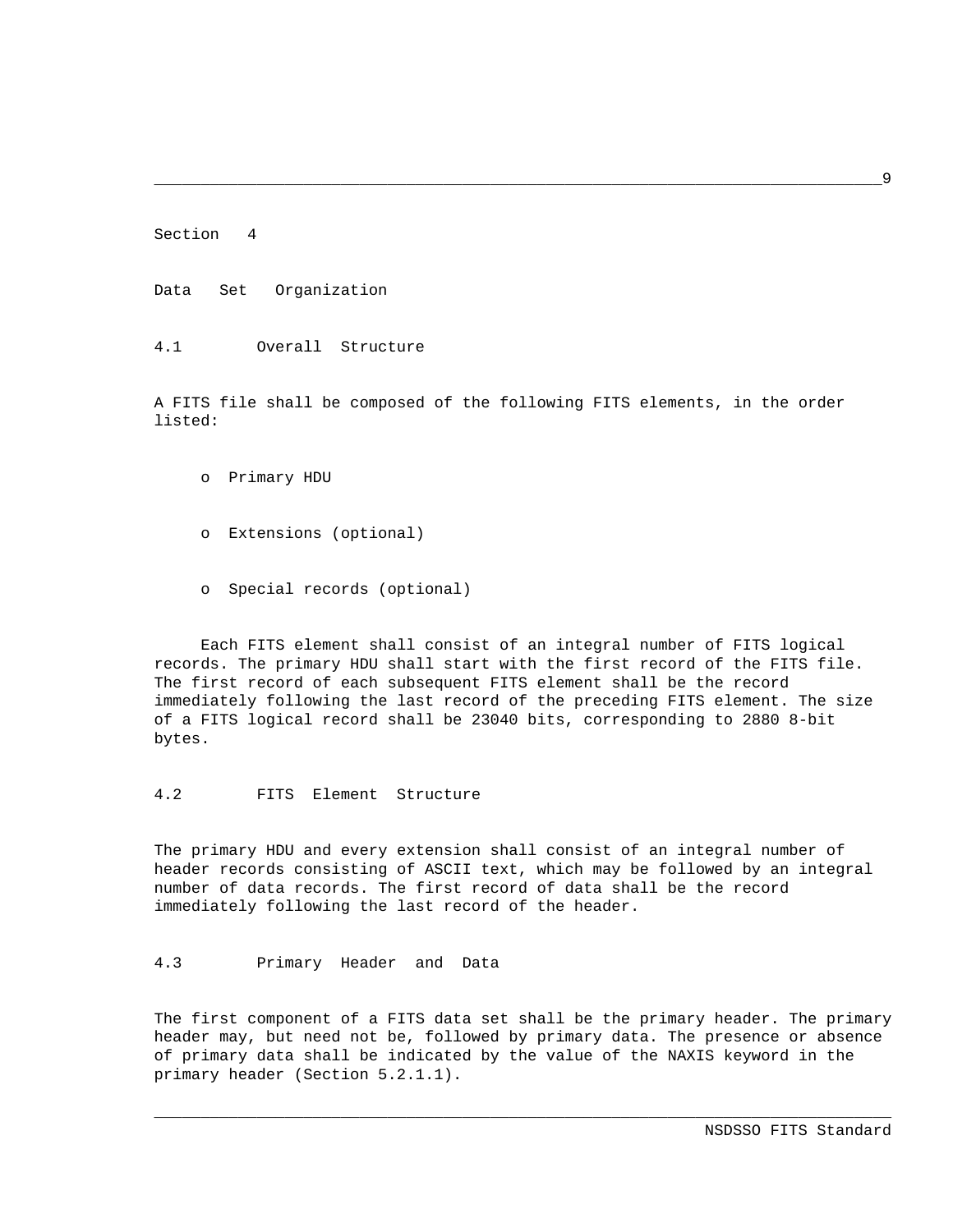# Section 4

# Data Set Organization

## 4.1 Overall Structure

A FITS file shall be composed of the following FITS elements, in the order listed:

- Primary HDU
- Extensions (optional)
- Special records (optional)

Each FITS element shall consist of an integral number of FITS logical records. The primary HDU shall start with the first record of the FITS file. The first record of each subsequent FITS element shall be the record immediately following the last record of the preceding FITS element. The size of a FITS logical record shall be 23040 bits, corresponding to 2880 8-bit bytes.

## 4.2 FITS Element Structure

The primary HDU and every extension shall consist of an integral number of header records consisting of ASCII text, which may be followed by an integral number of data records. The first record of data shall be the record immediately following the last record of the header.

## 4.3 Primary Header and Data

The first component of a FITS data set shall be the primary header. The primary header may, but need not be, followed by primary data. The presence or absence of primary data shall be indicated by the value of the NAXIS keyword in the primary header (Section 5.2.1.1).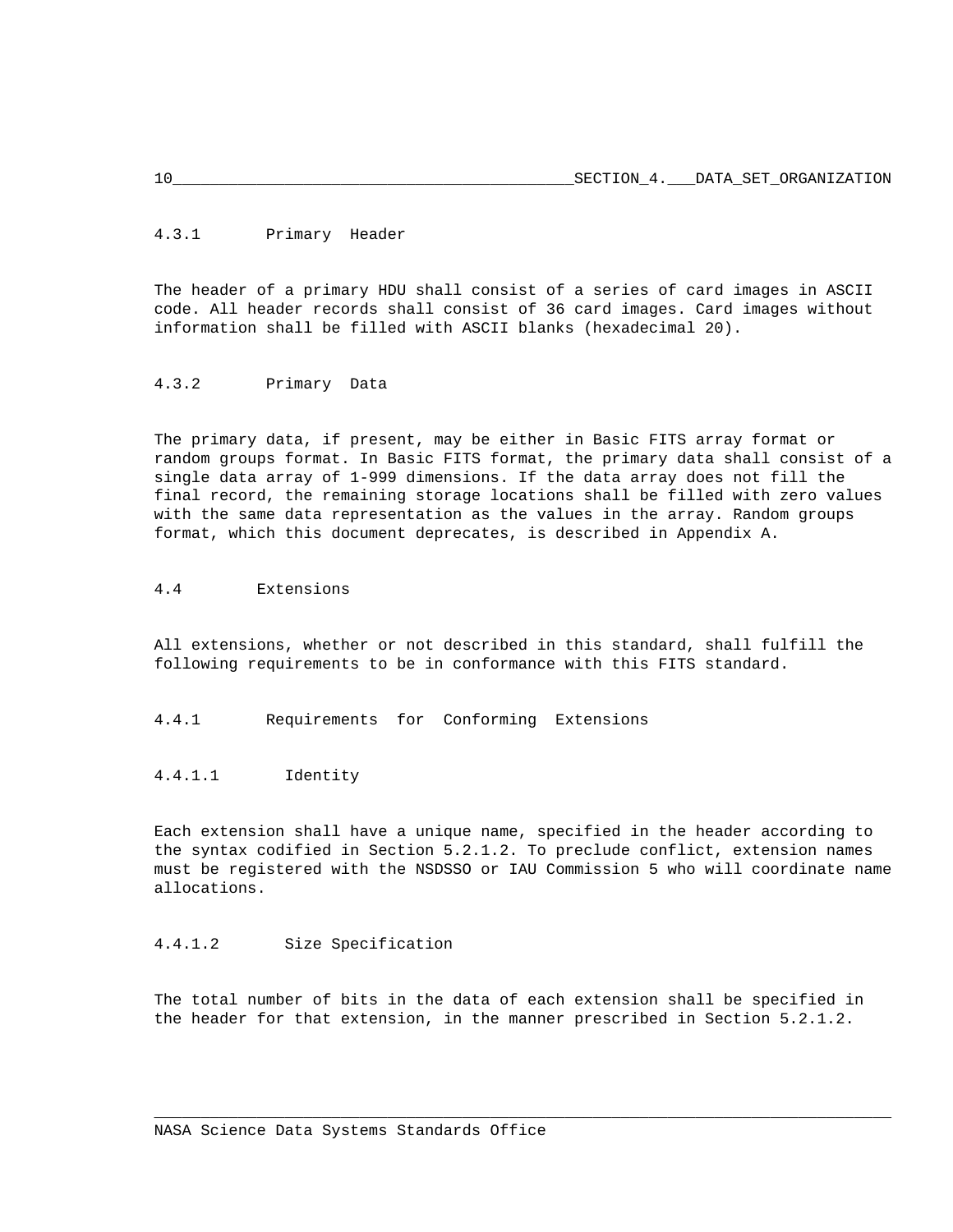### 4.3.1 Primary Header

The header of a primary HDU shall consist of a series of card images in ASCII code. All header records shall consist of 36 card images. Card images without information shall be filled with ASCII blanks (hexadecimal 20).

### 4.3.2 Primary Data

The primary data, if present, may be either in Basic FITS array format or random groups format. In Basic FITS format, the primary data shall consist of a single data array of 1-999 dimensions. If the data array does not fill the final record, the remaining storage locations shall be filled with zero values with the same data representation as the values in the array. Random groups format, which this document deprecates, is described in Appendix A.

## 4.4 Extensions

All extensions, whether or not described in this standard, shall fulfill the following requirements to be in conformance with this FITS standard.

### 4.4.1 Requirements for Conforming Extensions

#### 4.4.1.1 Identity

Each extension shall have a unique name, specified in the header according to the syntax codified in Section 5.2.1.2. To preclude conflict, extension names must be registered with the NSDSSO or IAU Commission 5 who will coordinate name allocations.

#### 4.4.1.2 Size Specification

The total number of bits in the data of each extension shall be specified in the header for that extension, in the manner prescribed in Section 5.2.1.2.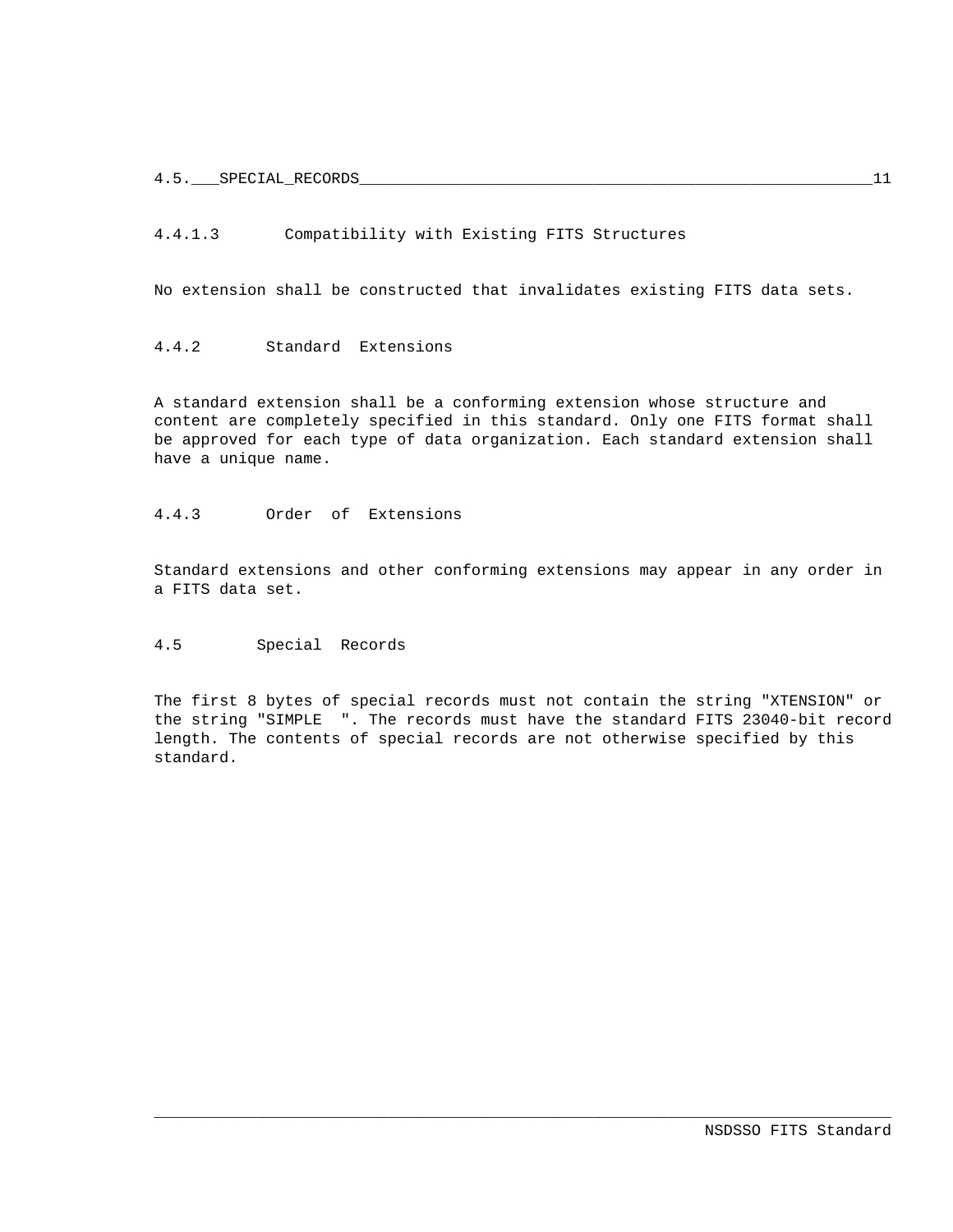#### 4.4.1.3 Compatibility with Existing FITS Structures

No extension shall be constructed that invalidates existing FITS data sets.

### 4.4.2 Standard Extensions

A standard extension shall be a conforming extension whose structure and content are completely specified in this standard. Only one FITS format shall be approved for each type of data organization. Each standard extension shall have a unique name.

### 4.4.3 Order of Extensions

Standard extensions and other conforming extensions may appear in any order in a FITS data set.

## 4.5 Special Records

The first 8 bytes of special records must not contain the string "XTENSION" or the string "SIMPLE  ". The records must have the standard FITS 23040-bit record length. The contents of special records are not otherwise specified by this standard.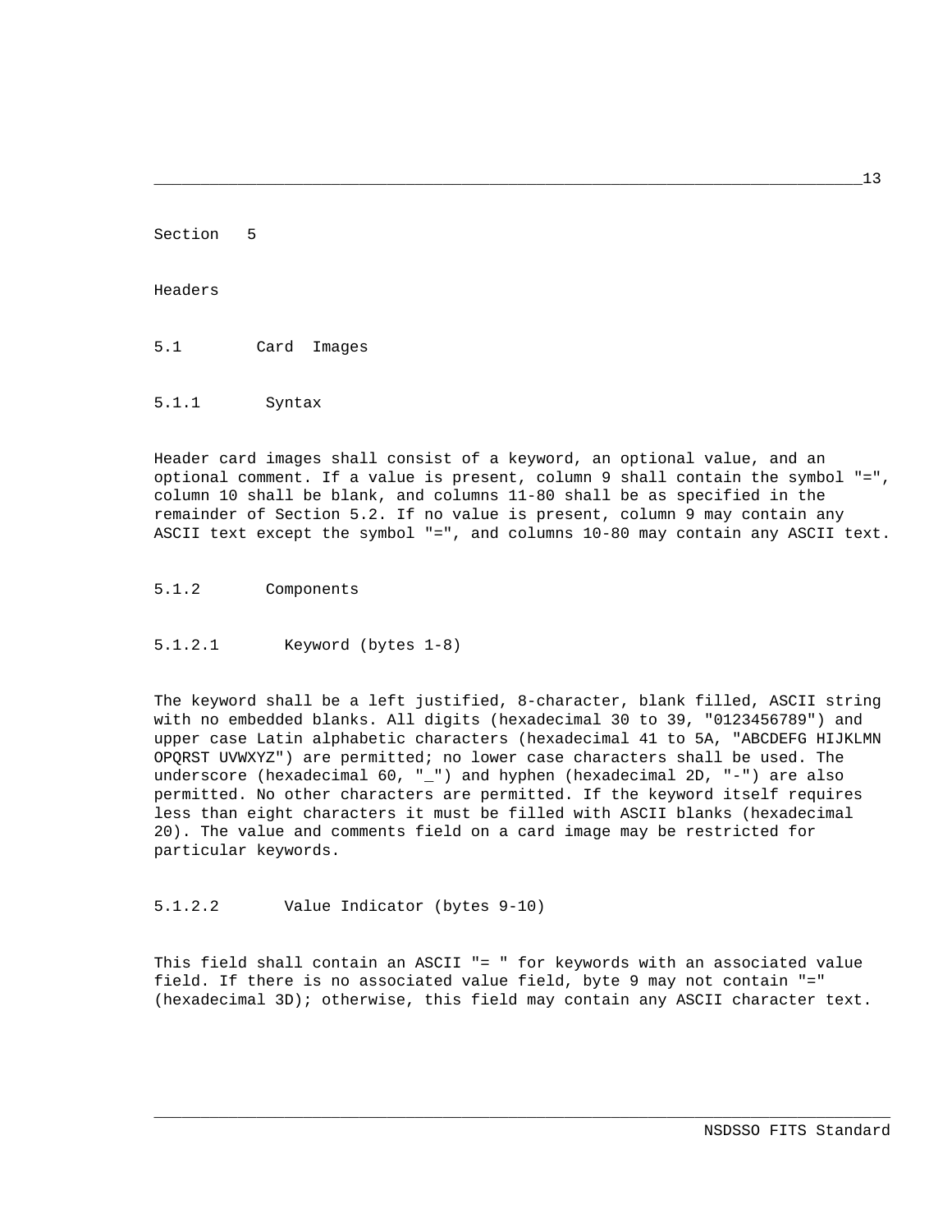# Section 5

# Headers

## 5.1 Card Images

### 5.1.1 Syntax

Header card images shall consist of a keyword, an optional value, and an optional comment. If a value is present, column 9 shall contain the symbol "=", column 10 shall be blank, and columns 11-80 shall be as specified in the remainder of Section 5.2. If no value is present, column 9 may contain any ASCII text except the symbol "=", and columns 10-80 may contain any ASCII text.

### 5.1.2 Components

#### 5.1.2.1 Keyword (bytes 1-8)

The keyword shall be a left justified, 8-character, blank filled, ASCII string with no embedded blanks. All digits (hexadecimal 30 to 39, "0123456789") and upper case Latin alphabetic characters (hexadecimal 41 to 5A, "ABCDEFG HIJKLMN OPQRST UVWXYZ") are permitted; no lower case characters shall be used. The underscore (hexadecimal 60, "_") and hyphen (hexadecimal 2D, "-") are also permitted. No other characters are permitted. If the keyword itself requires less than eight characters it must be filled with ASCII blanks (hexadecimal 20). The value and comments field on a card image may be restricted for particular keywords.

#### 5.1.2.2 Value Indicator (bytes 9-10)

This field shall contain an ASCII "= " for keywords with an associated value field. If there is no associated value field, byte 9 may not contain "=" (hexadecimal 3D); otherwise, this field may contain any ASCII character text.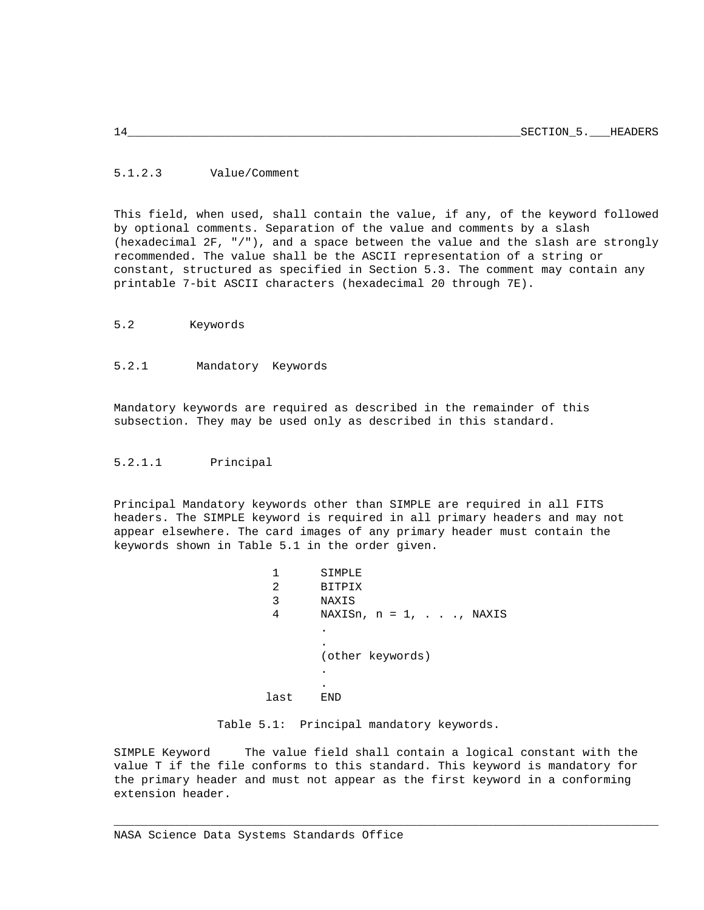#### 5.1.2.3 Value/Comment

This field, when used, shall contain the value, if any, of the keyword followed by optional comments. Separation of the value and comments by a slash (hexadecimal 2F, "/"), and a space between the value and the slash are strongly recommended. The value shall be the ASCII representation of a string or constant, structured as specified in Section 5.3. The comment may contain any printable 7-bit ASCII characters (hexadecimal 20 through 7E).

## 5.2 Keywords

### 5.2.1 Mandatory Keywords

Mandatory keywords are required as described in the remainder of this subsection. They may be used only as described in this standard.

#### 5.2.1.1 Principal

Principal Mandatory keywords other than SIMPLE are required in all FITS headers. The SIMPLE keyword is required in all primary headers and may not appear elsewhere. The card images of any primary header must contain the keywords shown in Table 5.1 in the order given.

```
   1      SIMPLE
   2      BITPIX
   3      NAXIS
   4      NAXISn, n = 1, . . ., NAXIS
          .
          .
          (other keywords)
          .
          .
 last     END
```

Table 5.1: Principal mandatory keywords.

SIMPLE Keyword     The value field shall contain a logical constant with the value T if the file conforms to this standard. This keyword is mandatory for the primary header and must not appear as the first keyword in a conforming extension header.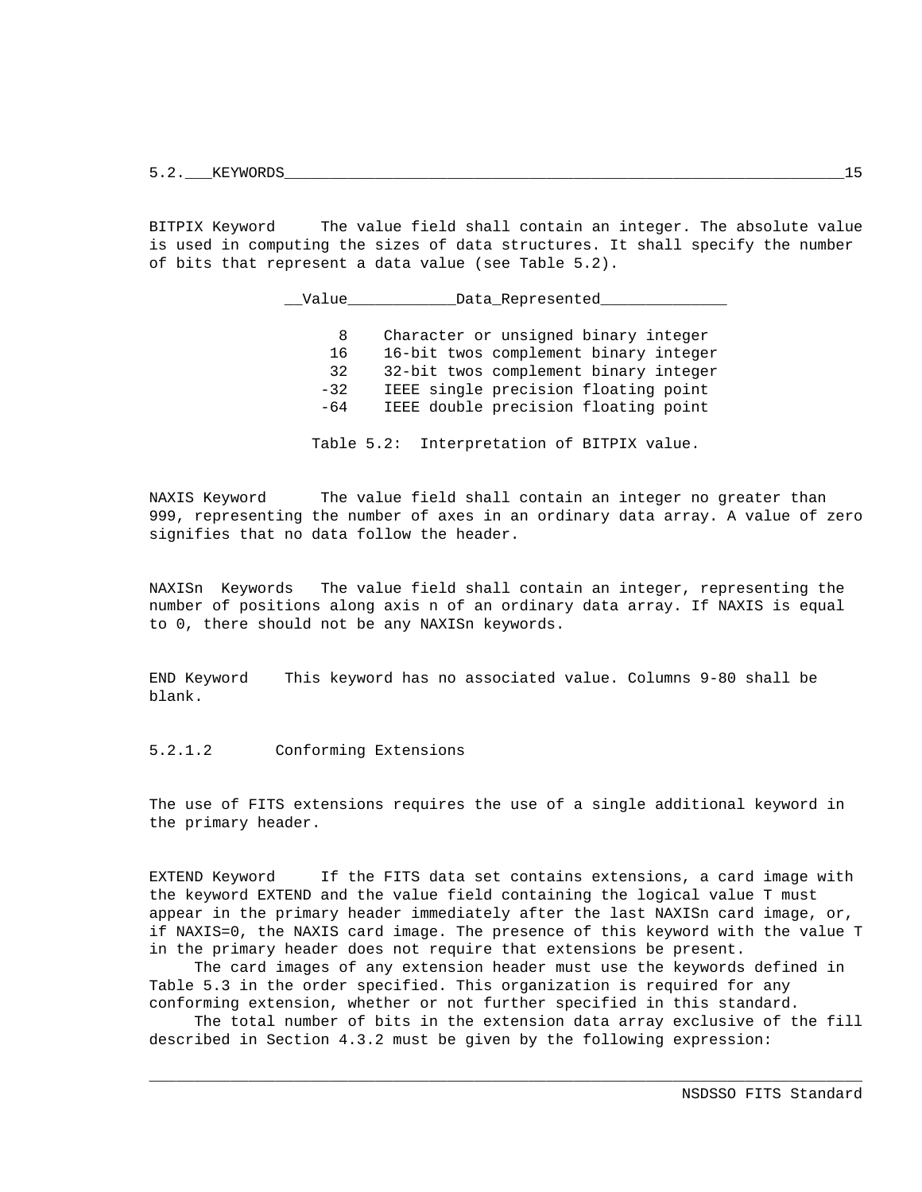**BITPIX Keyword** The value field shall contain an integer. The absolute value is used in computing the sizes of data structures. It shall specify the number of bits that represent a data value (see Table 5.2).

| Value | Data Represented |
|---|---|
| 8 | Character or unsigned binary integer |
| 16 | 16-bit twos complement binary integer |
| 32 | 32-bit twos complement binary integer |
| -32 | IEEE single precision floating point |
| -64 | IEEE double precision floating point |

Table 5.2: Interpretation of BITPIX value.

**NAXIS Keyword** The value field shall contain an integer no greater than 999, representing the number of axes in an ordinary data array. A value of zero signifies that no data follow the header.

**NAXISn Keywords** The value field shall contain an integer, representing the number of positions along axis n of an ordinary data array. If NAXIS is equal to 0, there should not be any NAXISn keywords.

**END Keyword** This keyword has no associated value. Columns 9-80 shall be blank.

#### 5.2.1.2 Conforming Extensions

The use of FITS extensions requires the use of a single additional keyword in the primary header.

**EXTEND Keyword** If the FITS data set contains extensions, a card image with the keyword EXTEND and the value field containing the logical value T must appear in the primary header immediately after the last NAXISn card image, or, if NAXIS=0, the NAXIS card image. The presence of this keyword with the value T in the primary header does not require that extensions be present.

The card images of any extension header must use the keywords defined in Table 5.3 in the order specified. This organization is required for any conforming extension, whether or not further specified in this standard.

The total number of bits in the extension data array exclusive of the fill described in Section 4.3.2 must be given by the following expression: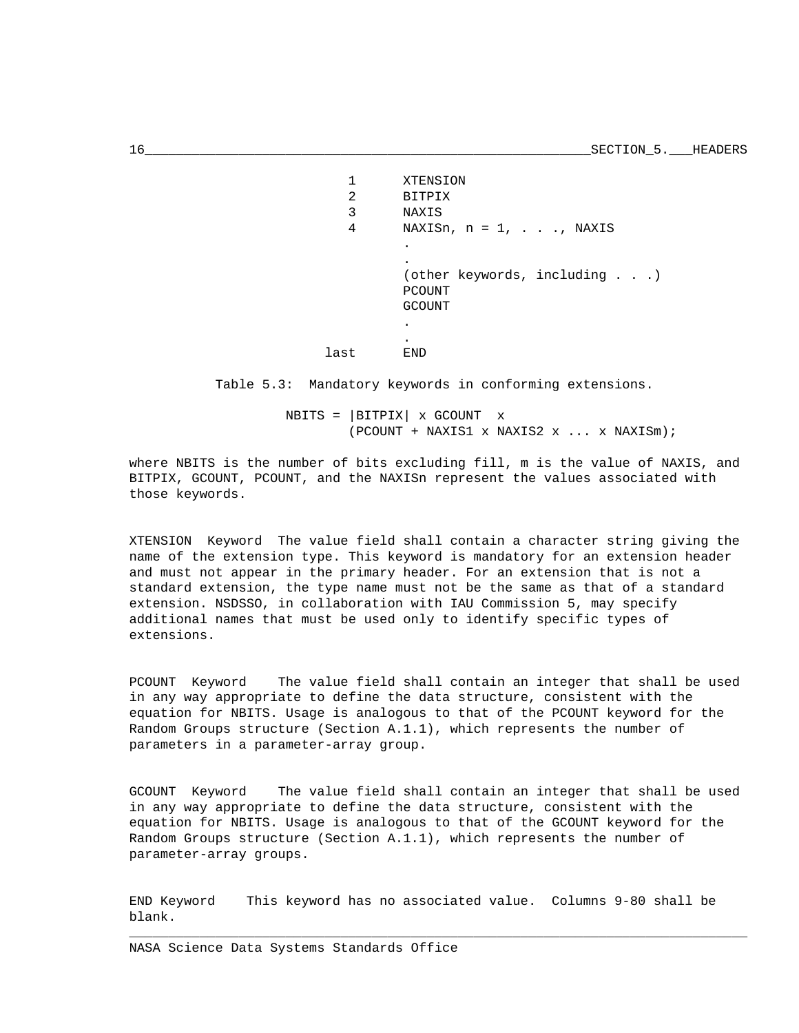| | |
|---|---|
| 1 | XTENSION |
| 2 | BITPIX |
| 3 | NAXIS |
| 4 | NAXISn, n = 1, . . ., NAXIS |
| | . |
| | . |
| | (other keywords, including . . .) |
| | PCOUNT |
| | GCOUNT |
| | . |
| | . |
| last | END |

Table 5.3: Mandatory keywords in conforming extensions.

$$NBITS = |BITPIX| \times GCOUNT \times (PCOUNT + NAXIS1 \times NAXIS2 \times ... \times NAXISm);$$

where NBITS is the number of bits excluding fill, m is the value of NAXIS, and BITPIX, GCOUNT, PCOUNT, and the NAXISn represent the values associated with those keywords.

**XTENSION Keyword** The value field shall contain a character string giving the name of the extension type. This keyword is mandatory for an extension header and must not appear in the primary header. For an extension that is not a standard extension, the type name must not be the same as that of a standard extension. NSDSSO, in collaboration with IAU Commission 5, may specify additional names that must be used only to identify specific types of extensions.

**PCOUNT Keyword** The value field shall contain an integer that shall be used in any way appropriate to define the data structure, consistent with the equation for NBITS. Usage is analogous to that of the PCOUNT keyword for the Random Groups structure (Section A.1.1), which represents the number of parameters in a parameter-array group.

**GCOUNT Keyword** The value field shall contain an integer that shall be used in any way appropriate to define the data structure, consistent with the equation for NBITS. Usage is analogous to that of the GCOUNT keyword for the Random Groups structure (Section A.1.1), which represents the number of parameter-array groups.

**END Keyword** This keyword has no associated value. Columns 9-80 shall be blank.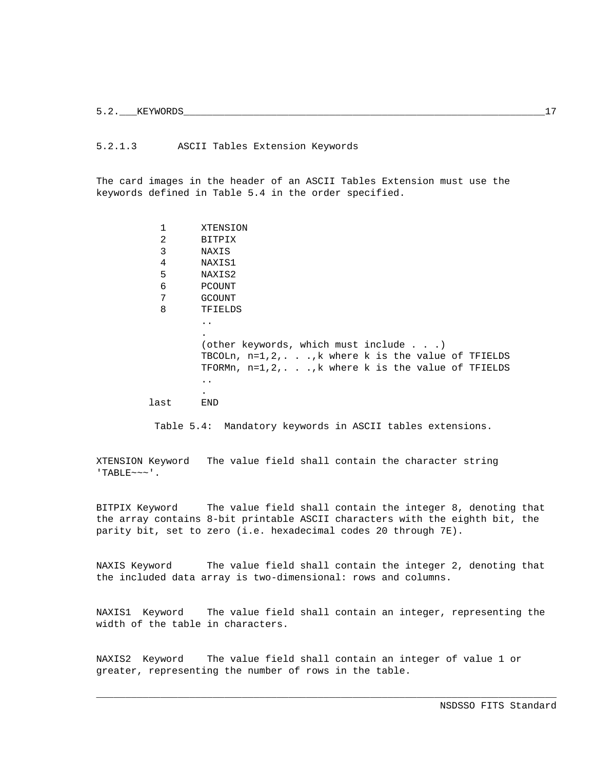#### 5.2.1.3 ASCII Tables Extension Keywords

The card images in the header of an ASCII Tables Extension must use the keywords defined in Table 5.4 in the order specified.

```
   1      XTENSION
   2      BITPIX
   3      NAXIS
   4      NAXIS1
   5      NAXIS2
   6      PCOUNT
   7      GCOUNT
   8      TFIELDS
          ..
          .
          (other keywords, which must include . . .)
          TBCOLn, n=1,2,. . .,k where k is the value of TFIELDS
          TFORMn, n=1,2,. . .,k where k is the value of TFIELDS
          ..
          .
 last     END
```

Table 5.4: Mandatory keywords in ASCII tables extensions.

XTENSION Keyword  The value field shall contain the character string 'TABLE~~~'.

BITPIX Keyword  The value field shall contain the integer 8, denoting that the array contains 8-bit printable ASCII characters with the eighth bit, the parity bit, set to zero (i.e. hexadecimal codes 20 through 7E).

NAXIS Keyword  The value field shall contain the integer 2, denoting that the included data array is two-dimensional: rows and columns.

NAXIS1 Keyword  The value field shall contain an integer, representing the width of the table in characters.

NAXIS2 Keyword  The value field shall contain an integer of value 1 or greater, representing the number of rows in the table.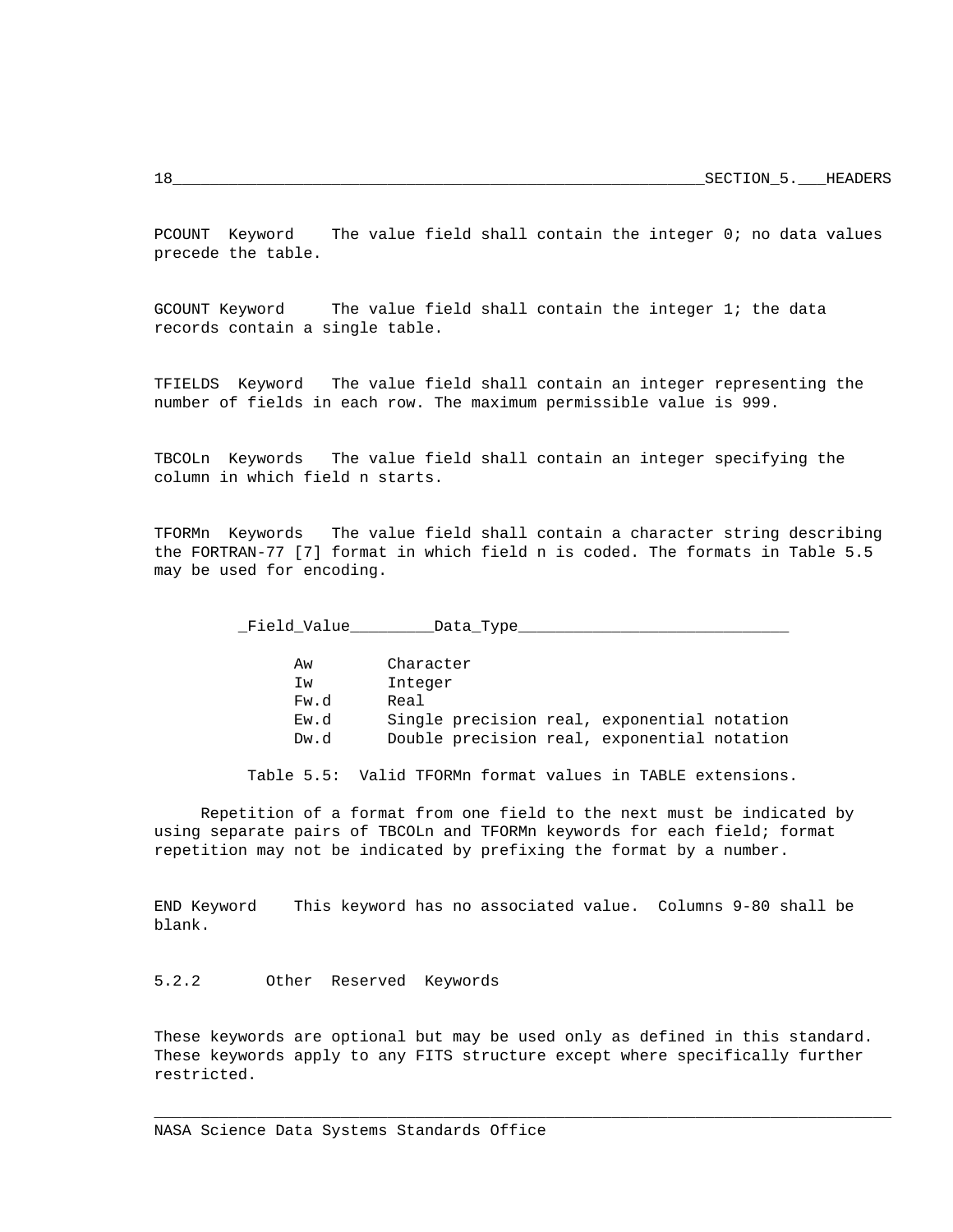PCOUNT Keyword The value field shall contain the integer 0; no data values precede the table.

GCOUNT Keyword The value field shall contain the integer 1; the data records contain a single table.

TFIELDS Keyword The value field shall contain an integer representing the number of fields in each row. The maximum permissible value is 999.

TBCOLn Keywords The value field shall contain an integer specifying the column in which field n starts.

TFORMn Keywords The value field shall contain a character string describing the FORTRAN-77 [7] format in which field n is coded. The formats in Table 5.5 may be used for encoding.

| Field Value | Data Type |
|---|---|
| Aw | Character |
| Iw | Integer |
| Fw.d | Real |
| Ew.d | Single precision real, exponential notation |
| Dw.d | Double precision real, exponential notation |

Table 5.5: Valid TFORMn format values in TABLE extensions.

Repetition of a format from one field to the next must be indicated by using separate pairs of TBCOLn and TFORMn keywords for each field; format repetition may not be indicated by prefixing the format by a number.

END Keyword This keyword has no associated value. Columns 9-80 shall be blank.

### 5.2.2 Other Reserved Keywords

These keywords are optional but may be used only as defined in this standard. These keywords apply to any FITS structure except where specifically further restricted.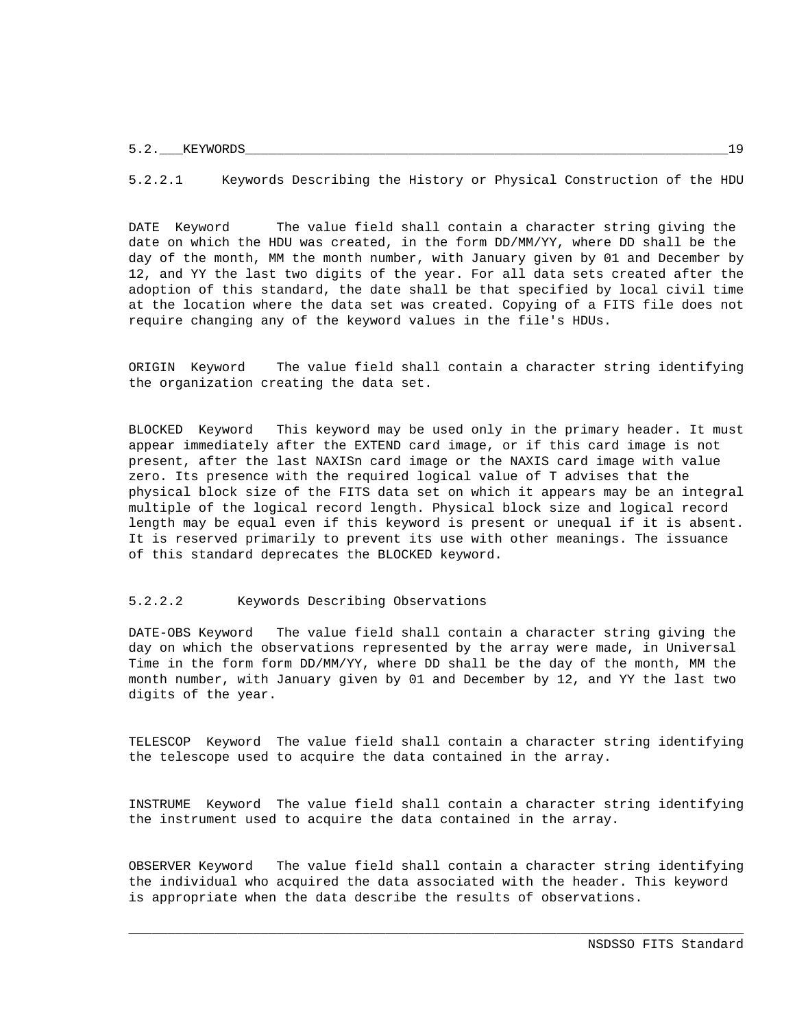#### 5.2.2.1 Keywords Describing the History or Physical Construction of the HDU

**DATE Keyword** The value field shall contain a character string giving the date on which the HDU was created, in the form DD/MM/YY, where DD shall be the day of the month, MM the month number, with January given by 01 and December by 12, and YY the last two digits of the year. For all data sets created after the adoption of this standard, the date shall be that specified by local civil time at the location where the data set was created. Copying of a FITS file does not require changing any of the keyword values in the file's HDUs.

**ORIGIN Keyword** The value field shall contain a character string identifying the organization creating the data set.

**BLOCKED Keyword** This keyword may be used only in the primary header. It must appear immediately after the EXTEND card image, or if this card image is not present, after the last NAXISn card image or the NAXIS card image with value zero. Its presence with the required logical value of T advises that the physical block size of the FITS data set on which it appears may be an integral multiple of the logical record length. Physical block size and logical record length may be equal even if this keyword is present or unequal if it is absent. It is reserved primarily to prevent its use with other meanings. The issuance of this standard deprecates the BLOCKED keyword.

#### 5.2.2.2 Keywords Describing Observations

**DATE-OBS Keyword** The value field shall contain a character string giving the day on which the observations represented by the array were made, in Universal Time in the form form DD/MM/YY, where DD shall be the day of the month, MM the month number, with January given by 01 and December by 12, and YY the last two digits of the year.

**TELESCOP Keyword** The value field shall contain a character string identifying the telescope used to acquire the data contained in the array.

**INSTRUME Keyword** The value field shall contain a character string identifying the instrument used to acquire the data contained in the array.

**OBSERVER Keyword** The value field shall contain a character string identifying the individual who acquired the data associated with the header. This keyword is appropriate when the data describe the results of observations.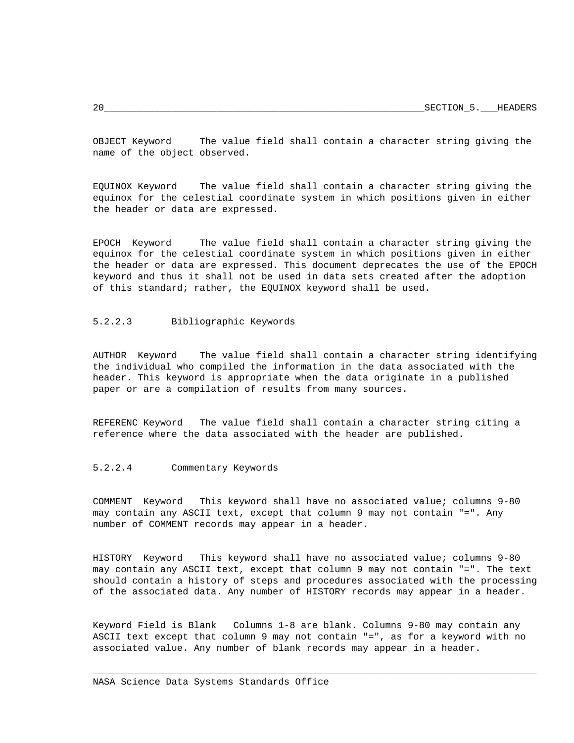OBJECT Keyword     The value field shall contain a character string giving the name of the object observed.

EQUINOX Keyword    The value field shall contain a character string giving the equinox for the celestial coordinate system in which positions given in either the header or data are expressed.

EPOCH Keyword     The value field shall contain a character string giving the equinox for the celestial coordinate system in which positions given in either the header or data are expressed. This document deprecates the use of the EPOCH keyword and thus it shall not be used in data sets created after the adoption of this standard; rather, the EQUINOX keyword shall be used.

#### 5.2.2.3 Bibliographic Keywords

AUTHOR Keyword    The value field shall contain a character string identifying the individual who compiled the information in the data associated with the header. This keyword is appropriate when the data originate in a published paper or are a compilation of results from many sources.

REFERENC Keyword   The value field shall contain a character string citing a reference where the data associated with the header are published.

#### 5.2.2.4 Commentary Keywords

COMMENT Keyword   This keyword shall have no associated value; columns 9-80 may contain any ASCII text, except that column 9 may not contain "=". Any number of COMMENT records may appear in a header.

HISTORY Keyword   This keyword shall have no associated value; columns 9-80 may contain any ASCII text, except that column 9 may not contain "=". The text should contain a history of steps and procedures associated with the processing of the associated data. Any number of HISTORY records may appear in a header.

Keyword Field is Blank   Columns 1-8 are blank. Columns 9-80 may contain any ASCII text except that column 9 may not contain "=", as for a keyword with no associated value. Any number of blank records may appear in a header.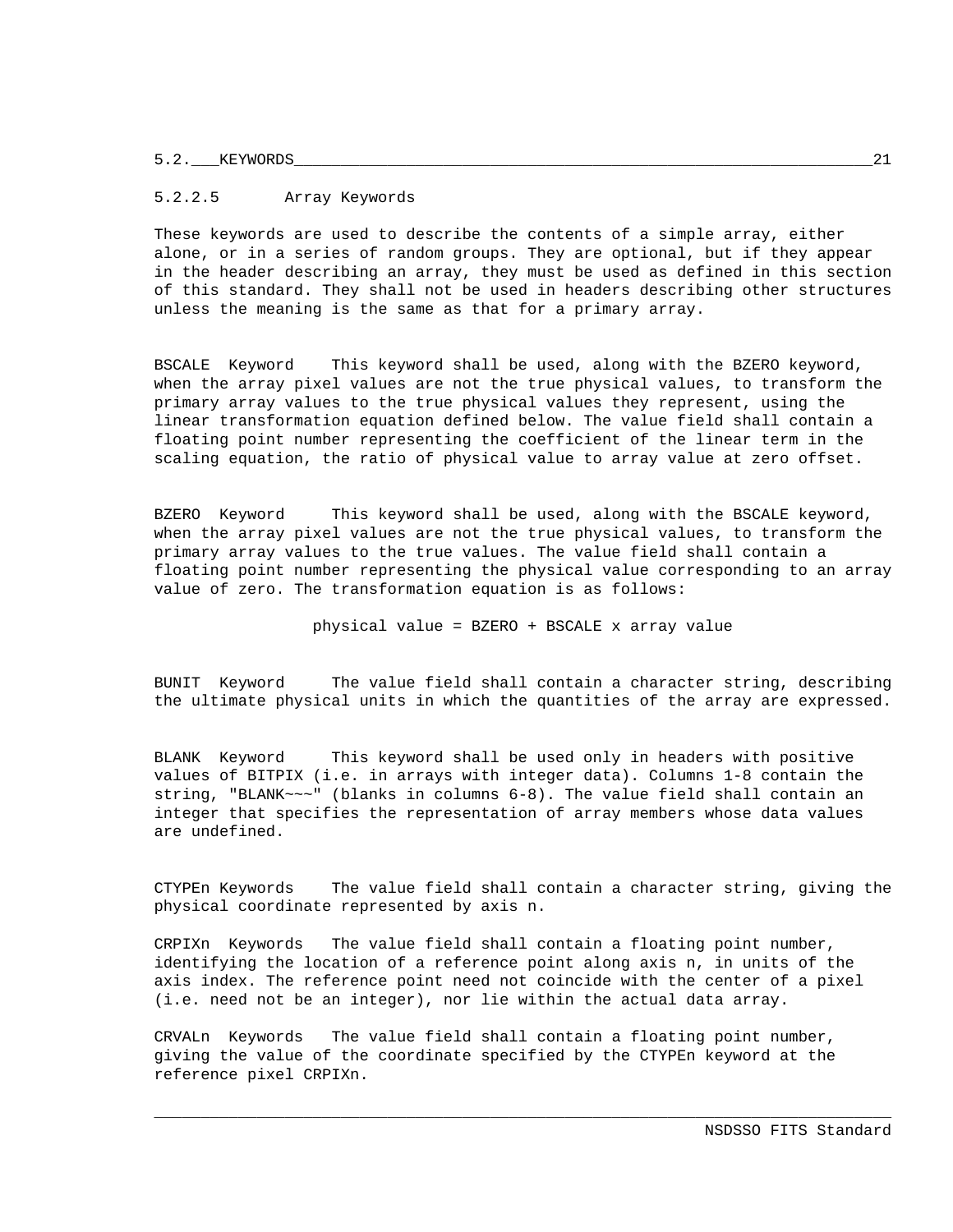#### 5.2.2.5 Array Keywords

These keywords are used to describe the contents of a simple array, either alone, or in a series of random groups. They are optional, but if they appear in the header describing an array, they must be used as defined in this section of this standard. They shall not be used in headers describing other structures unless the meaning is the same as that for a primary array.

**BSCALE Keyword** This keyword shall be used, along with the BZERO keyword, when the array pixel values are not the true physical values, to transform the primary array values to the true physical values they represent, using the linear transformation equation defined below. The value field shall contain a floating point number representing the coefficient of the linear term in the scaling equation, the ratio of physical value to array value at zero offset.

**BZERO Keyword** This keyword shall be used, along with the BSCALE keyword, when the array pixel values are not the true physical values, to transform the primary array values to the true values. The value field shall contain a floating point number representing the physical value corresponding to an array value of zero. The transformation equation is as follows:

$$\text{physical value} = \text{BZERO} + \text{BSCALE} \times \text{array value}$$

**BUNIT Keyword** The value field shall contain a character string, describing the ultimate physical units in which the quantities of the array are expressed.

**BLANK Keyword** This keyword shall be used only in headers with positive values of BITPIX (i.e. in arrays with integer data). Columns 1-8 contain the string, "BLANK~~~" (blanks in columns 6-8). The value field shall contain an integer that specifies the representation of array members whose data values are undefined.

**CTYPEn Keywords** The value field shall contain a character string, giving the physical coordinate represented by axis n.

**CRPIXn Keywords** The value field shall contain a floating point number, identifying the location of a reference point along axis n, in units of the axis index. The reference point need not coincide with the center of a pixel (i.e. need not be an integer), nor lie within the actual data array.

**CRVALn Keywords** The value field shall contain a floating point number, giving the value of the coordinate specified by the CTYPEn keyword at the reference pixel CRPIXn.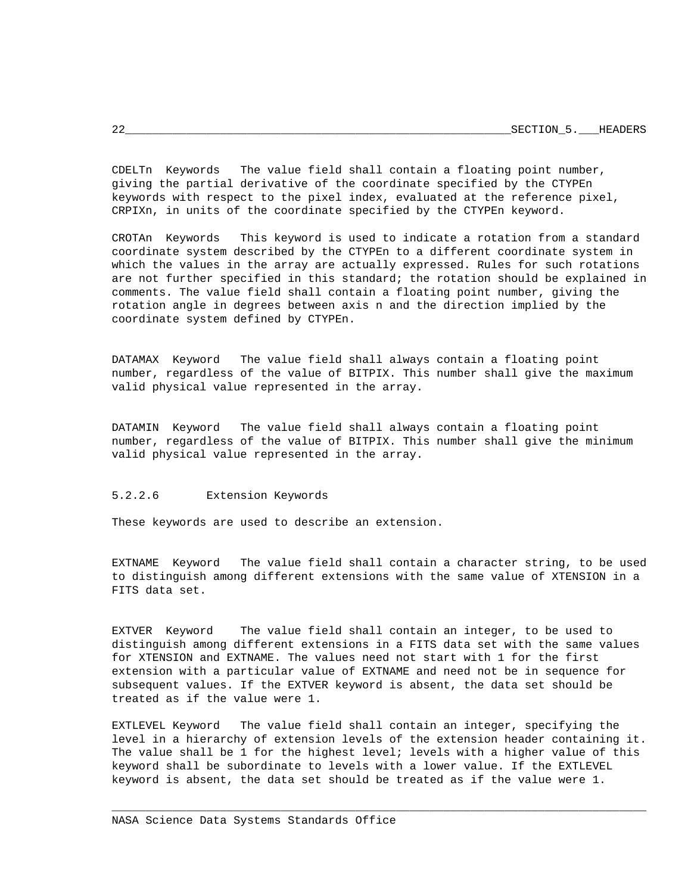CDELTn Keywords   The value field shall contain a floating point number, giving the partial derivative of the coordinate specified by the CTYPEn keywords with respect to the pixel index, evaluated at the reference pixel, CRPIXn, in units of the coordinate specified by the CTYPEn keyword.

CROTAn Keywords   This keyword is used to indicate a rotation from a standard coordinate system described by the CTYPEn to a different coordinate system in which the values in the array are actually expressed. Rules for such rotations are not further specified in this standard; the rotation should be explained in comments. The value field shall contain a floating point number, giving the rotation angle in degrees between axis n and the direction implied by the coordinate system defined by CTYPEn.

DATAMAX Keyword   The value field shall always contain a floating point number, regardless of the value of BITPIX. This number shall give the maximum valid physical value represented in the array.

DATAMIN Keyword   The value field shall always contain a floating point number, regardless of the value of BITPIX. This number shall give the minimum valid physical value represented in the array.

#### 5.2.2.6 Extension Keywords

These keywords are used to describe an extension.

EXTNAME Keyword   The value field shall contain a character string, to be used to distinguish among different extensions with the same value of XTENSION in a FITS data set.

EXTVER Keyword   The value field shall contain an integer, to be used to distinguish among different extensions in a FITS data set with the same values for XTENSION and EXTNAME. The values need not start with 1 for the first extension with a particular value of EXTNAME and need not be in sequence for subsequent values. If the EXTVER keyword is absent, the data set should be treated as if the value were 1.

EXTLEVEL Keyword   The value field shall contain an integer, specifying the level in a hierarchy of extension levels of the extension header containing it. The value shall be 1 for the highest level; levels with a higher value of this keyword shall be subordinate to levels with a lower value. If the EXTLEVEL keyword is absent, the data set should be treated as if the value were 1.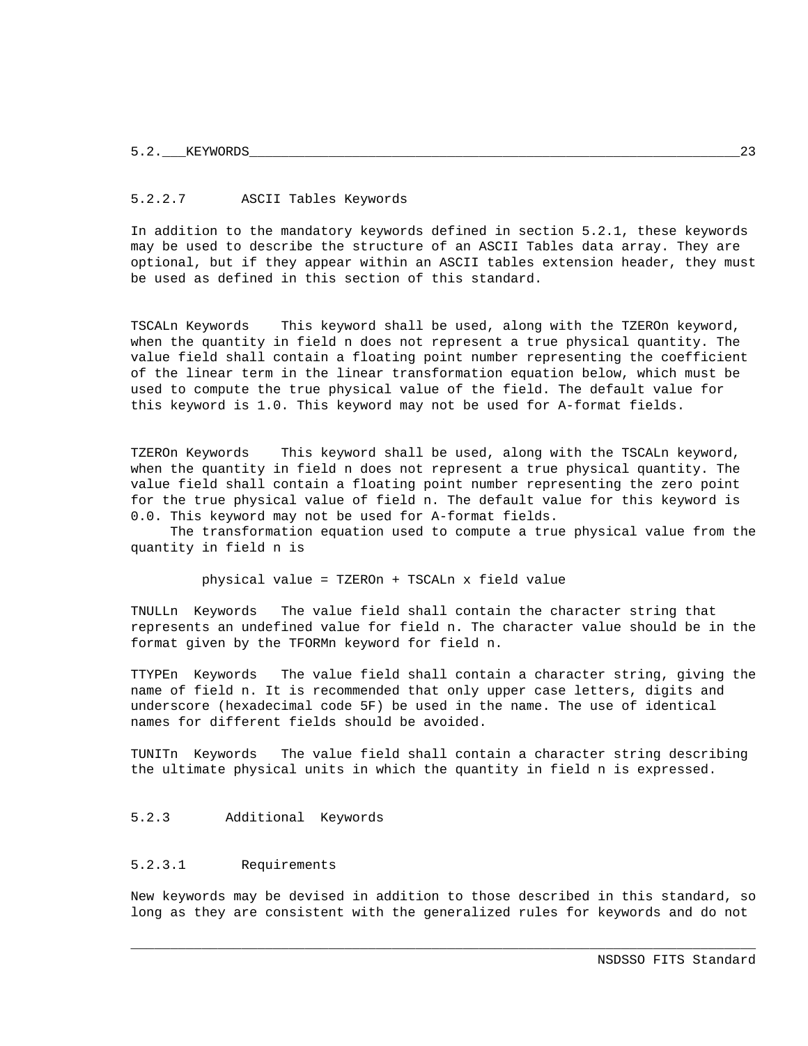#### 5.2.2.7 ASCII Tables Keywords

In addition to the mandatory keywords defined in section 5.2.1, these keywords may be used to describe the structure of an ASCII Tables data array. They are optional, but if they appear within an ASCII tables extension header, they must be used as defined in this section of this standard.

**TSCALn Keywords** This keyword shall be used, along with the TZEROn keyword, when the quantity in field n does not represent a true physical quantity. The value field shall contain a floating point number representing the coefficient of the linear term in the linear transformation equation below, which must be used to compute the true physical value of the field. The default value for this keyword is 1.0. This keyword may not be used for A-format fields.

**TZEROn Keywords** This keyword shall be used, along with the TSCALn keyword, when the quantity in field n does not represent a true physical quantity. The value field shall contain a floating point number representing the zero point for the true physical value of field n. The default value for this keyword is 0.0. This keyword may not be used for A-format fields.

The transformation equation used to compute a true physical value from the quantity in field n is

$$\text{physical value} = \text{TZEROn} + \text{TSCALn} \times \text{field value}$$

**TNULLn Keywords** The value field shall contain the character string that represents an undefined value for field n. The character value should be in the format given by the TFORMn keyword for field n.

**TTYPEn Keywords** The value field shall contain a character string, giving the name of field n. It is recommended that only upper case letters, digits and underscore (hexadecimal code 5F) be used in the name. The use of identical names for different fields should be avoided.

**TUNITn Keywords** The value field shall contain a character string describing the ultimate physical units in which the quantity in field n is expressed.

### 5.2.3 Additional Keywords

#### 5.2.3.1 Requirements

New keywords may be devised in addition to those described in this standard, so long as they are consistent with the generalized rules for keywords and do not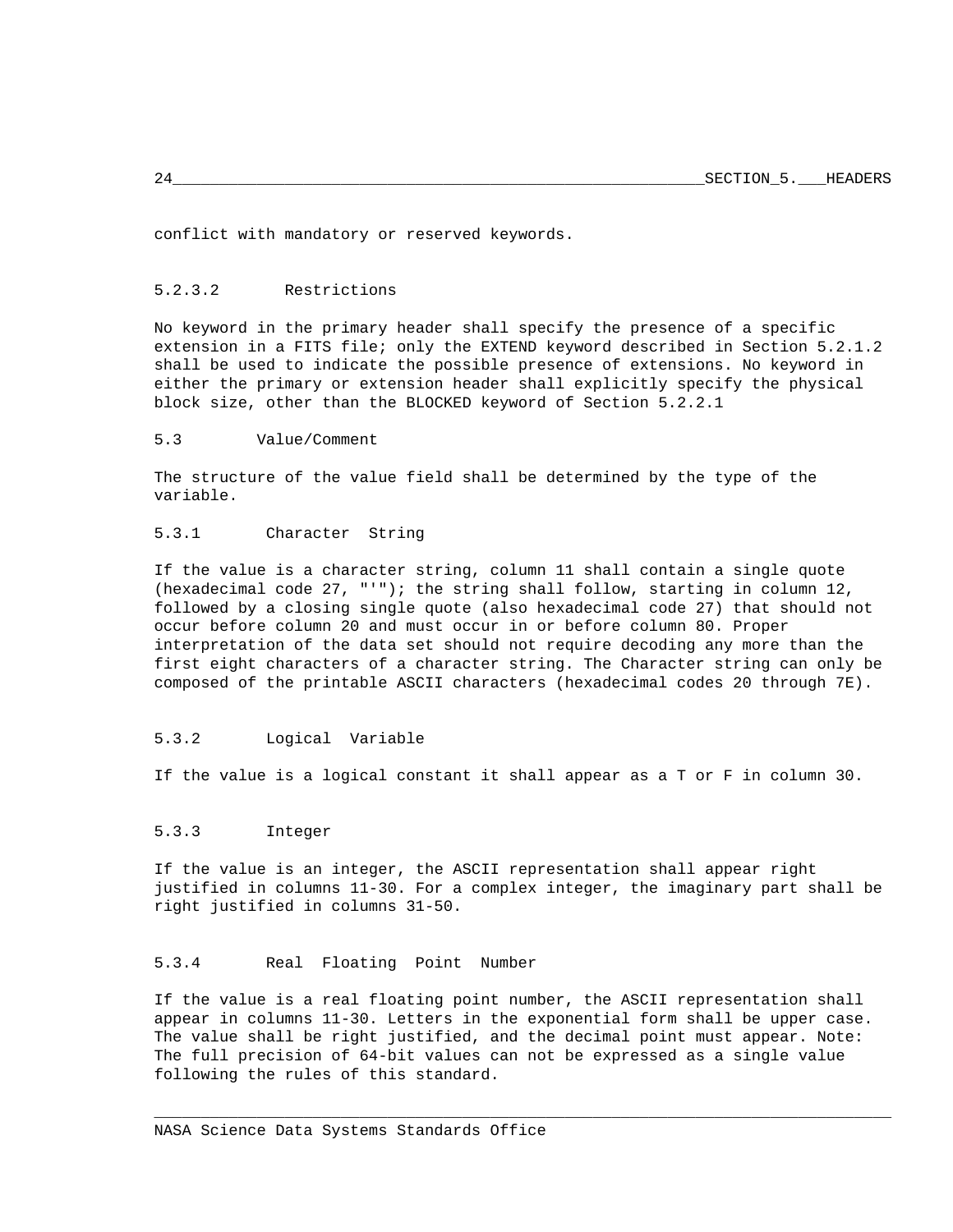conflict with mandatory or reserved keywords.

#### 5.2.3.2 Restrictions

No keyword in the primary header shall specify the presence of a specific extension in a FITS file; only the EXTEND keyword described in Section 5.2.1.2 shall be used to indicate the possible presence of extensions. No keyword in either the primary or extension header shall explicitly specify the physical block size, other than the BLOCKED keyword of Section 5.2.2.1

## 5.3 Value/Comment

The structure of the value field shall be determined by the type of the variable.

### 5.3.1 Character String

If the value is a character string, column 11 shall contain a single quote (hexadecimal code 27, "'"); the string shall follow, starting in column 12, followed by a closing single quote (also hexadecimal code 27) that should not occur before column 20 and must occur in or before column 80. Proper interpretation of the data set should not require decoding any more than the first eight characters of a character string. The Character string can only be composed of the printable ASCII characters (hexadecimal codes 20 through 7E).

### 5.3.2 Logical Variable

If the value is a logical constant it shall appear as a T or F in column 30.

### 5.3.3 Integer

If the value is an integer, the ASCII representation shall appear right justified in columns 11-30. For a complex integer, the imaginary part shall be right justified in columns 31-50.

### 5.3.4 Real Floating Point Number

If the value is a real floating point number, the ASCII representation shall appear in columns 11-30. Letters in the exponential form shall be upper case. The value shall be right justified, and the decimal point must appear. Note: The full precision of 64-bit values can not be expressed as a single value following the rules of this standard.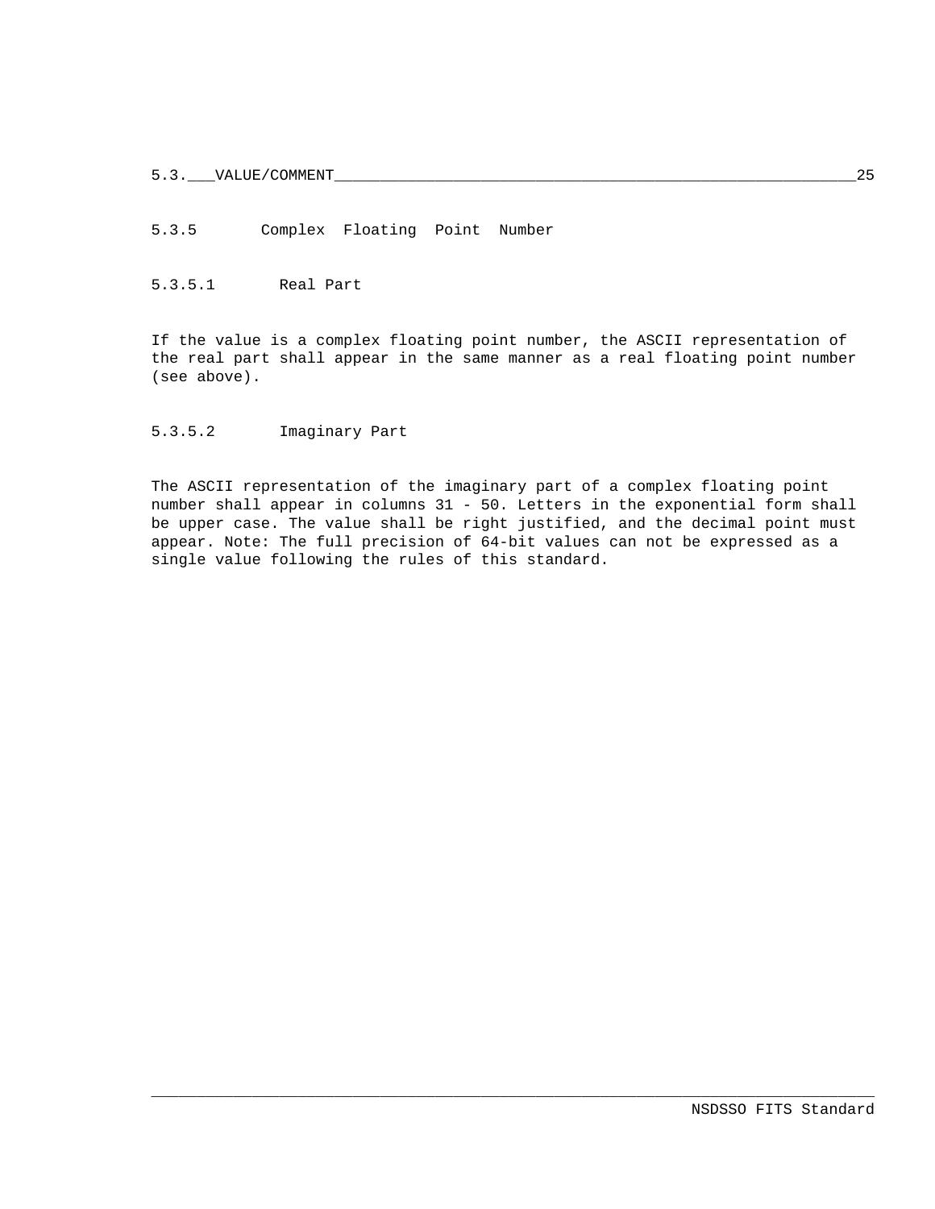### 5.3.5 Complex Floating Point Number

#### 5.3.5.1 Real Part

If the value is a complex floating point number, the ASCII representation of the real part shall appear in the same manner as a real floating point number (see above).

#### 5.3.5.2 Imaginary Part

The ASCII representation of the imaginary part of a complex floating point number shall appear in columns 31 - 50. Letters in the exponential form shall be upper case. The value shall be right justified, and the decimal point must appear. Note: The full precision of 64-bit values can not be expressed as a single value following the rules of this standard.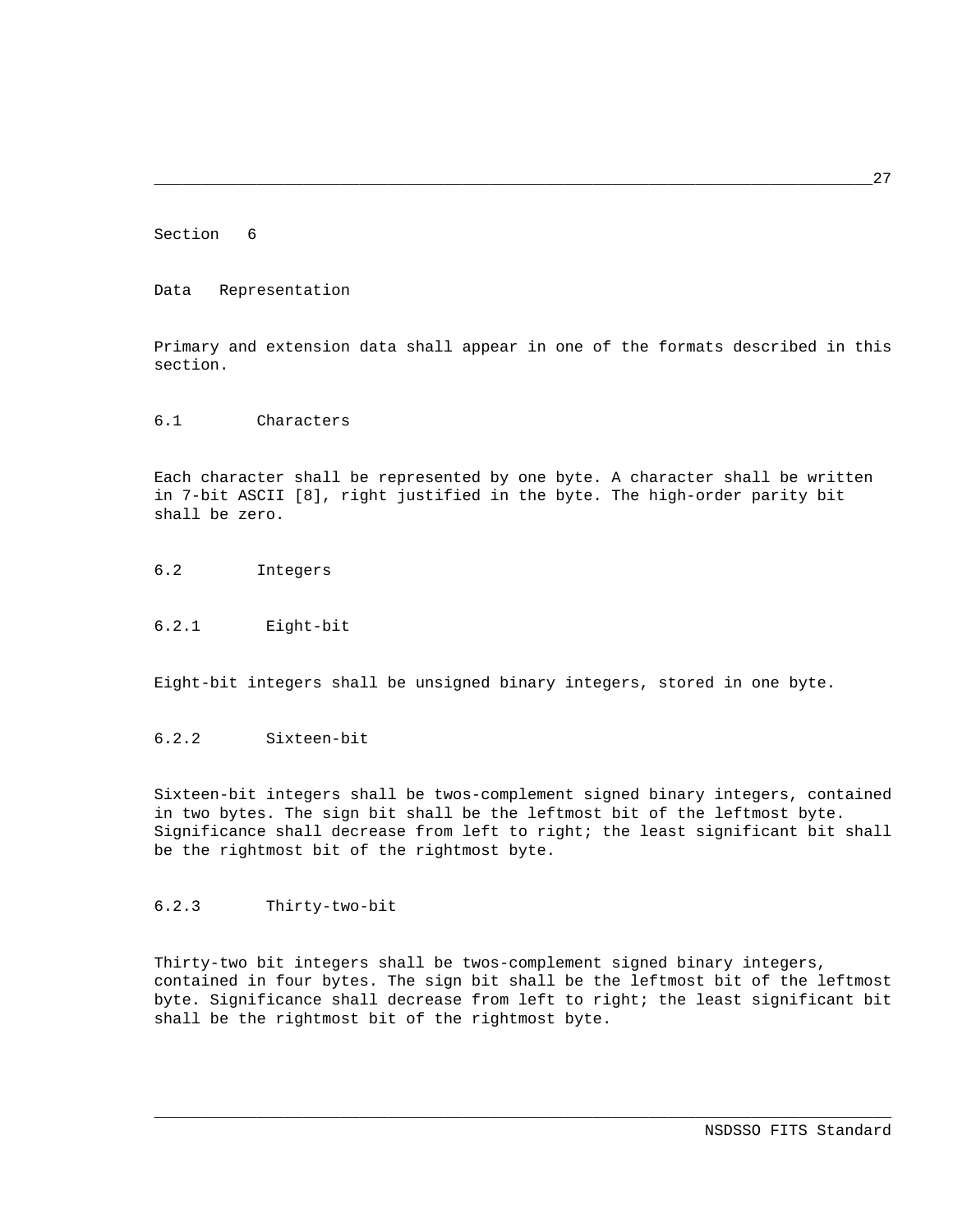# Section 6

# Data Representation

Primary and extension data shall appear in one of the formats described in this section.

## 6.1 Characters

Each character shall be represented by one byte. A character shall be written in 7-bit ASCII [8], right justified in the byte. The high-order parity bit shall be zero.

## 6.2 Integers

### 6.2.1 Eight-bit

Eight-bit integers shall be unsigned binary integers, stored in one byte.

### 6.2.2 Sixteen-bit

Sixteen-bit integers shall be twos-complement signed binary integers, contained in two bytes. The sign bit shall be the leftmost bit of the leftmost byte. Significance shall decrease from left to right; the least significant bit shall be the rightmost bit of the rightmost byte.

### 6.2.3 Thirty-two-bit

Thirty-two bit integers shall be twos-complement signed binary integers, contained in four bytes. The sign bit shall be the leftmost bit of the leftmost byte. Significance shall decrease from left to right; the least significant bit shall be the rightmost bit of the rightmost byte.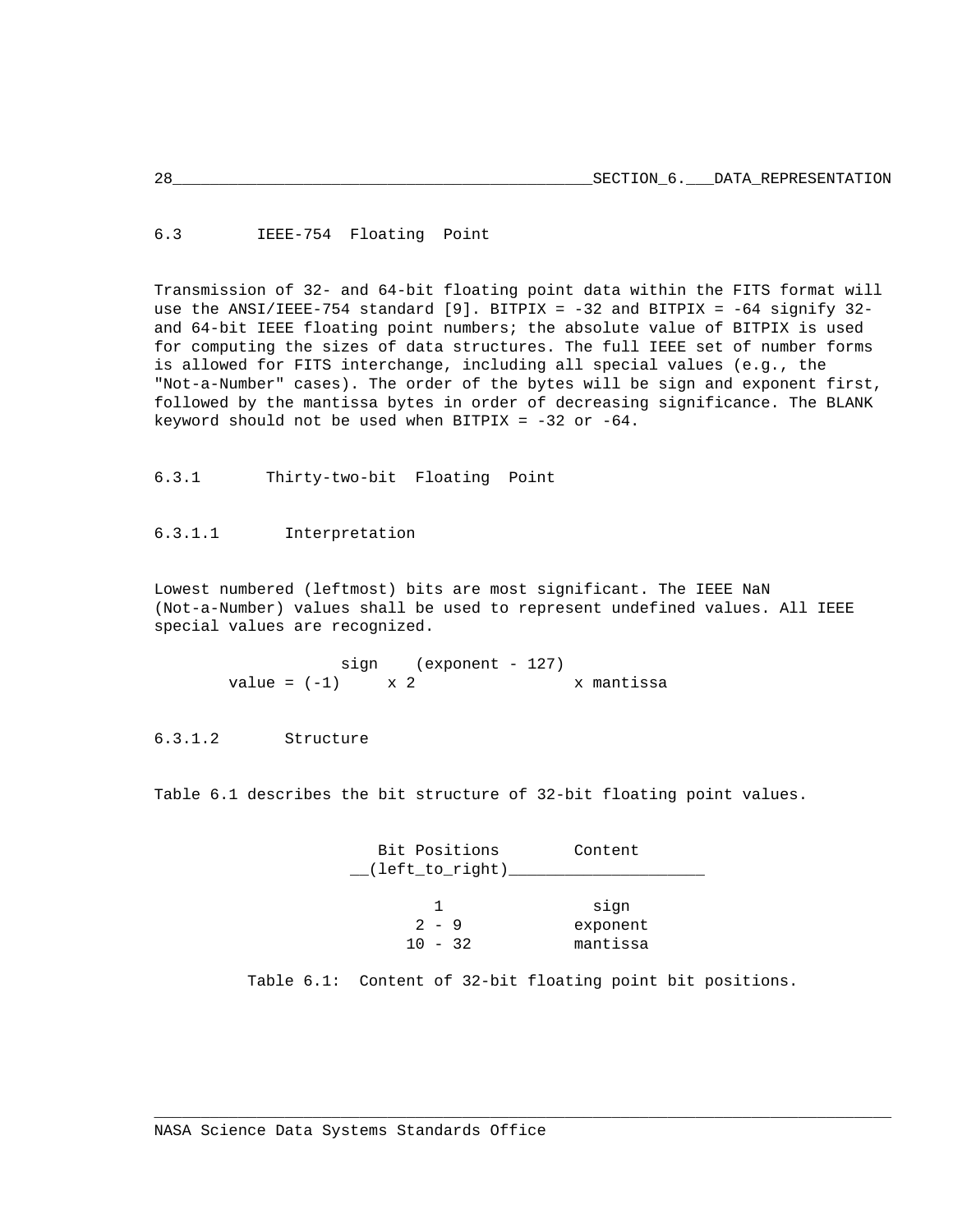## 6.3 IEEE-754 Floating Point

Transmission of 32- and 64-bit floating point data within the FITS format will use the ANSI/IEEE-754 standard [9]. BITPIX = -32 and BITPIX = -64 signify 32- and 64-bit IEEE floating point numbers; the absolute value of BITPIX is used for computing the sizes of data structures. The full IEEE set of number forms is allowed for FITS interchange, including all special values (e.g., the "Not-a-Number" cases). The order of the bytes will be sign and exponent first, followed by the mantissa bytes in order of decreasing significance. The BLANK keyword should not be used when BITPIX = -32 or -64.

### 6.3.1 Thirty-two-bit Floating Point

#### 6.3.1.1 Interpretation

Lowest numbered (leftmost) bits are most significant. The IEEE NaN (Not-a-Number) values shall be used to represent undefined values. All IEEE special values are recognized.

$$\text{value} = (-1)^{\text{sign}} \times 2^{(\text{exponent} - 127)} \times \text{mantissa}$$

#### 6.3.1.2 Structure

Table 6.1 describes the bit structure of 32-bit floating point values.

| Bit Positions (left to right) | Content |
|---|---|
| 1 | sign |
| 2 - 9 | exponent |
| 10 - 32 | mantissa |

Table 6.1: Content of 32-bit floating point bit positions.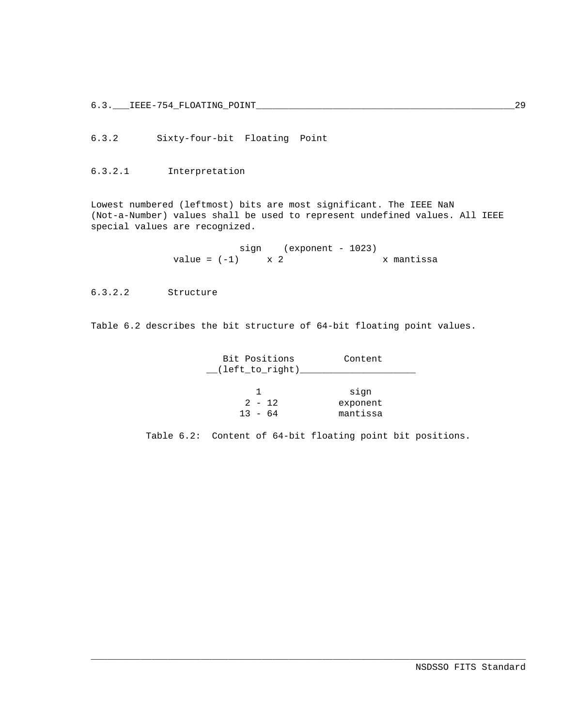### 6.3.2 Sixty-four-bit Floating Point

#### 6.3.2.1 Interpretation

Lowest numbered (leftmost) bits are most significant. The IEEE NaN (Not-a-Number) values shall be used to represent undefined values. All IEEE special values are recognized.

$$\text{value} = (-1)^{\text{sign}} \times 2^{(\text{exponent} - 1023)} \times \text{mantissa}$$

#### 6.3.2.2 Structure

Table 6.2 describes the bit structure of 64-bit floating point values.

| Bit Positions (left to right) | Content |
|---|---|
| 1 | sign |
| 2 - 12 | exponent |
| 13 - 64 | mantissa |

Table 6.2: Content of 64-bit floating point bit positions.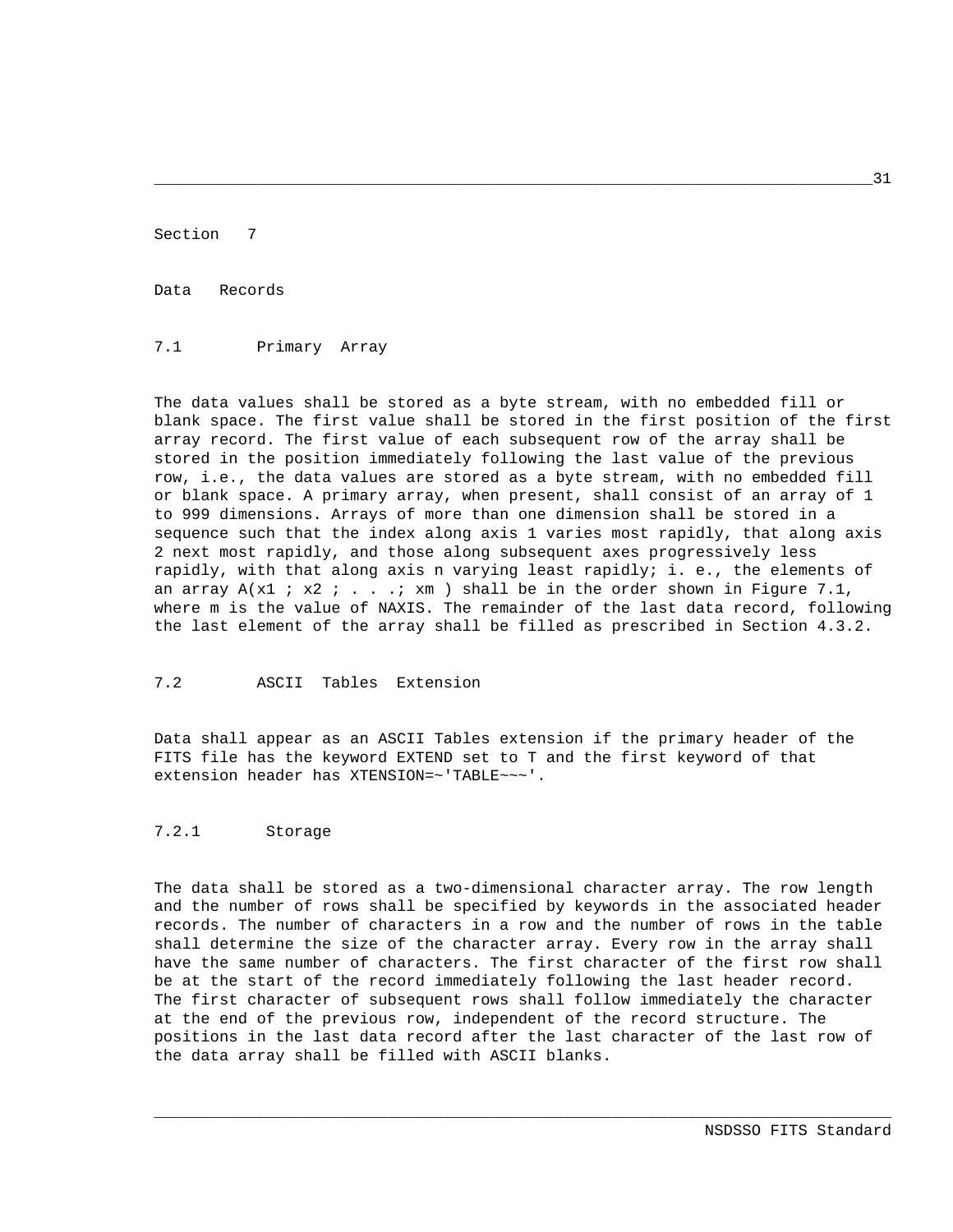# Section 7

# Data Records

## 7.1 Primary Array

The data values shall be stored as a byte stream, with no embedded fill or blank space. The first value shall be stored in the first position of the first array record. The first value of each subsequent row of the array shall be stored in the position immediately following the last value of the previous row, i.e., the data values are stored as a byte stream, with no embedded fill or blank space. A primary array, when present, shall consist of an array of 1 to 999 dimensions. Arrays of more than one dimension shall be stored in a sequence such that the index along axis 1 varies most rapidly, that along axis 2 next most rapidly, and those along subsequent axes progressively less rapidly, with that along axis n varying least rapidly; i. e., the elements of an array $A(x_1 ; x_2 ; . . .; x_m )$ shall be in the order shown in Figure 7.1, where m is the value of NAXIS. The remainder of the last data record, following the last element of the array shall be filled as prescribed in Section 4.3.2.

## 7.2 ASCII Tables Extension

Data shall appear as an ASCII Tables extension if the primary header of the FITS file has the keyword EXTEND set to T and the first keyword of that extension header has XTENSION=~'TABLE~~~'.

### 7.2.1 Storage

The data shall be stored as a two-dimensional character array. The row length and the number of rows shall be specified by keywords in the associated header records. The number of characters in a row and the number of rows in the table shall determine the size of the character array. Every row in the array shall have the same number of characters. The first character of the first row shall be at the start of the record immediately following the last header record. The first character of subsequent rows shall follow immediately the character at the end of the previous row, independent of the record structure. The positions in the last data record after the last character of the last row of the data array shall be filled with ASCII blanks.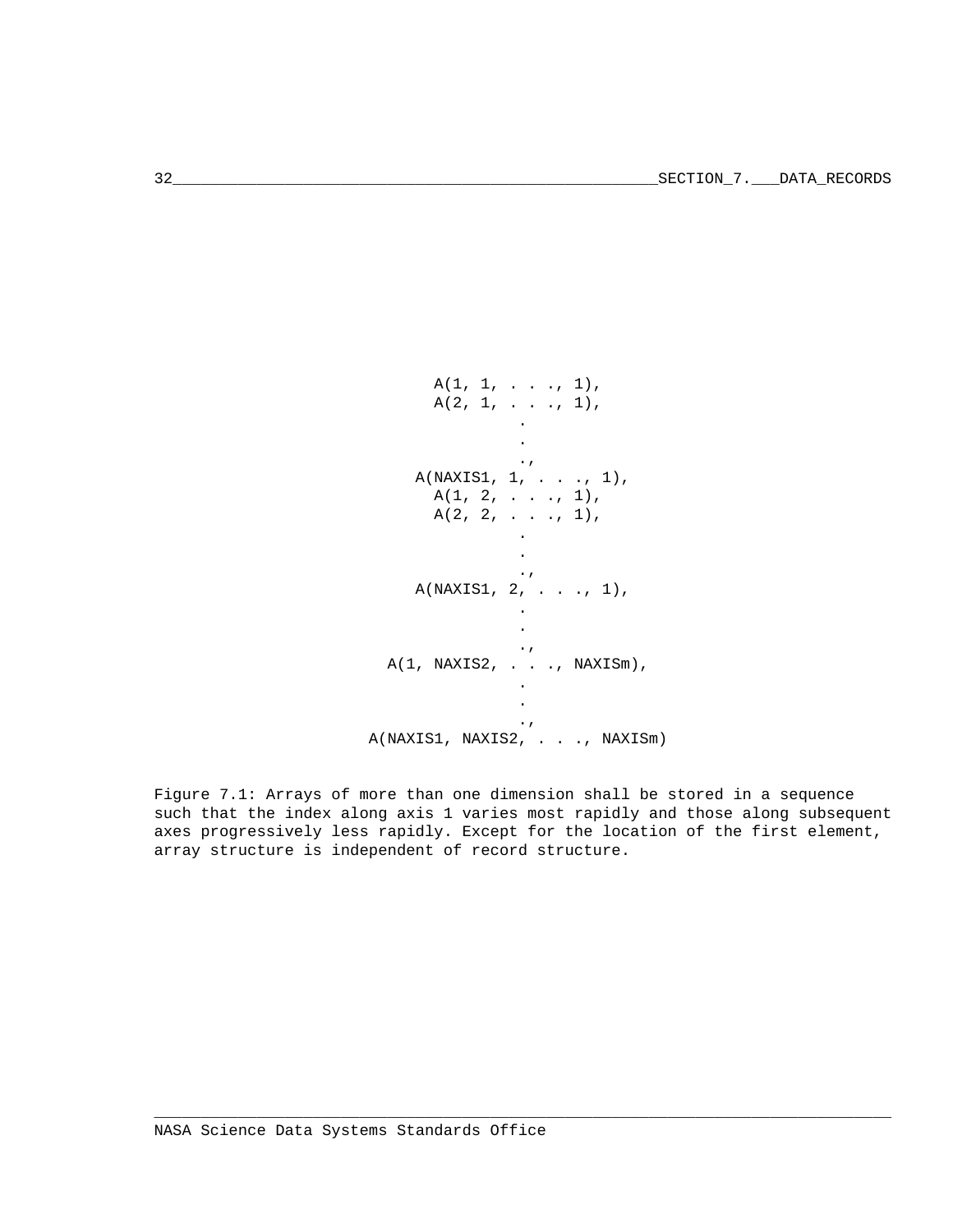```
            A(1, 1, . . ., 1),
            A(2, 1, . . ., 1),
                    .
                    .
                    .,
          A(NAXIS1, 1, . . ., 1),
            A(1, 2, . . ., 1),
            A(2, 2, . . ., 1),
                    .
                    .
                    .,
          A(NAXIS1, 2, . . ., 1),
                    .
                    .
                    .,
       A(1, NAXIS2, . . ., NAXISm),
                    .
                    .
                    .,
   A(NAXIS1, NAXIS2, . . ., NAXISm)
```

Figure 7.1: Arrays of more than one dimension shall be stored in a sequence such that the index along axis 1 varies most rapidly and those along subsequent axes progressively less rapidly. Except for the location of the first element, array structure is independent of record structure.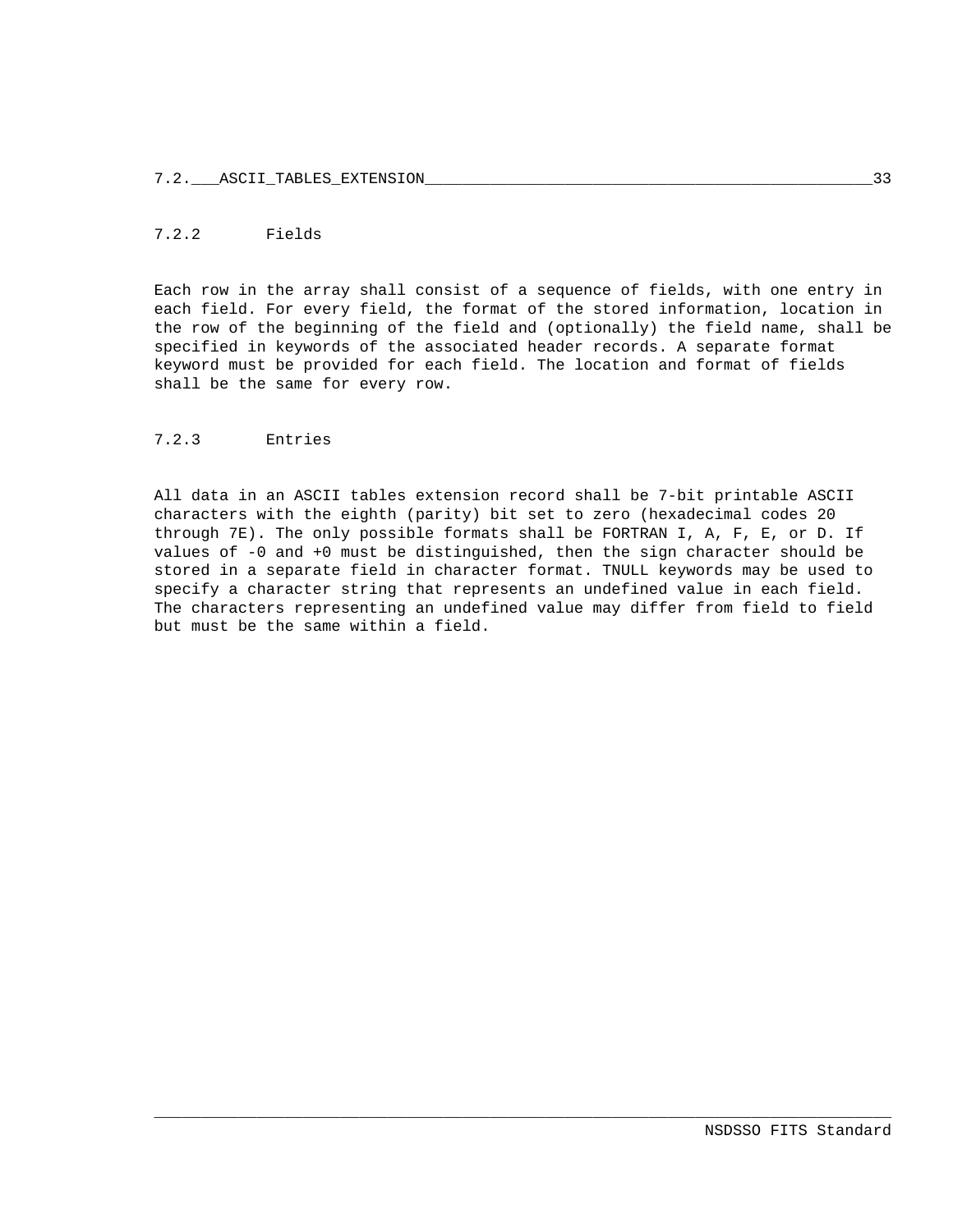### 7.2.2 Fields

Each row in the array shall consist of a sequence of fields, with one entry in each field. For every field, the format of the stored information, location in the row of the beginning of the field and (optionally) the field name, shall be specified in keywords of the associated header records. A separate format keyword must be provided for each field. The location and format of fields shall be the same for every row.

### 7.2.3 Entries

All data in an ASCII tables extension record shall be 7-bit printable ASCII characters with the eighth (parity) bit set to zero (hexadecimal codes 20 through 7E). The only possible formats shall be FORTRAN I, A, F, E, or D. If values of -0 and +0 must be distinguished, then the sign character should be stored in a separate field in character format. TNULL keywords may be used to specify a character string that represents an undefined value in each field. The characters representing an undefined value may differ from field to field but must be the same within a field.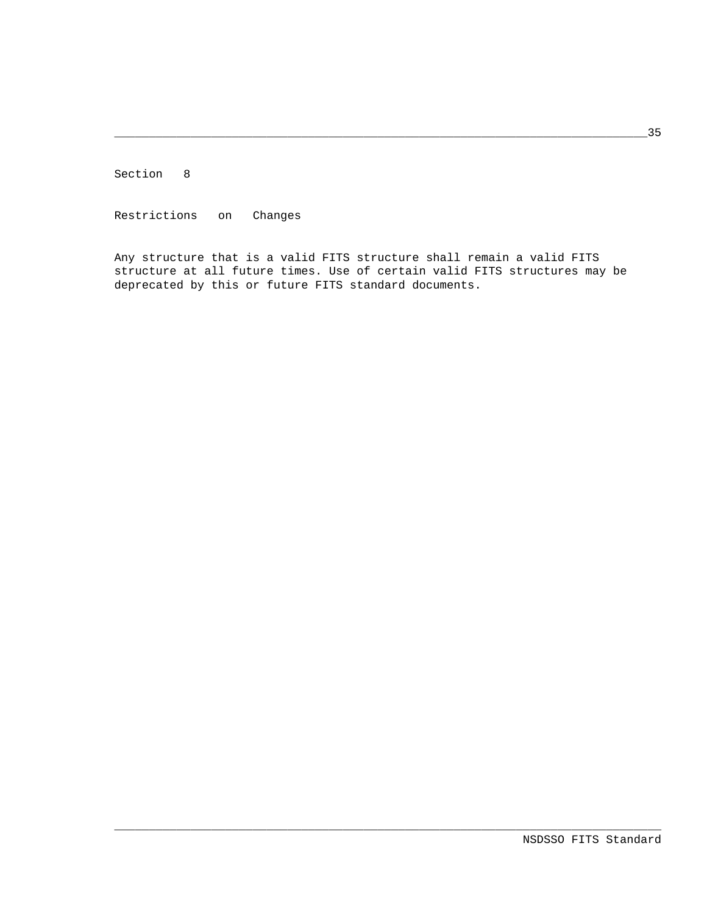# Section 8

# Restrictions on Changes

Any structure that is a valid FITS structure shall remain a valid FITS structure at all future times. Use of certain valid FITS structures may be deprecated by this or future FITS standard documents.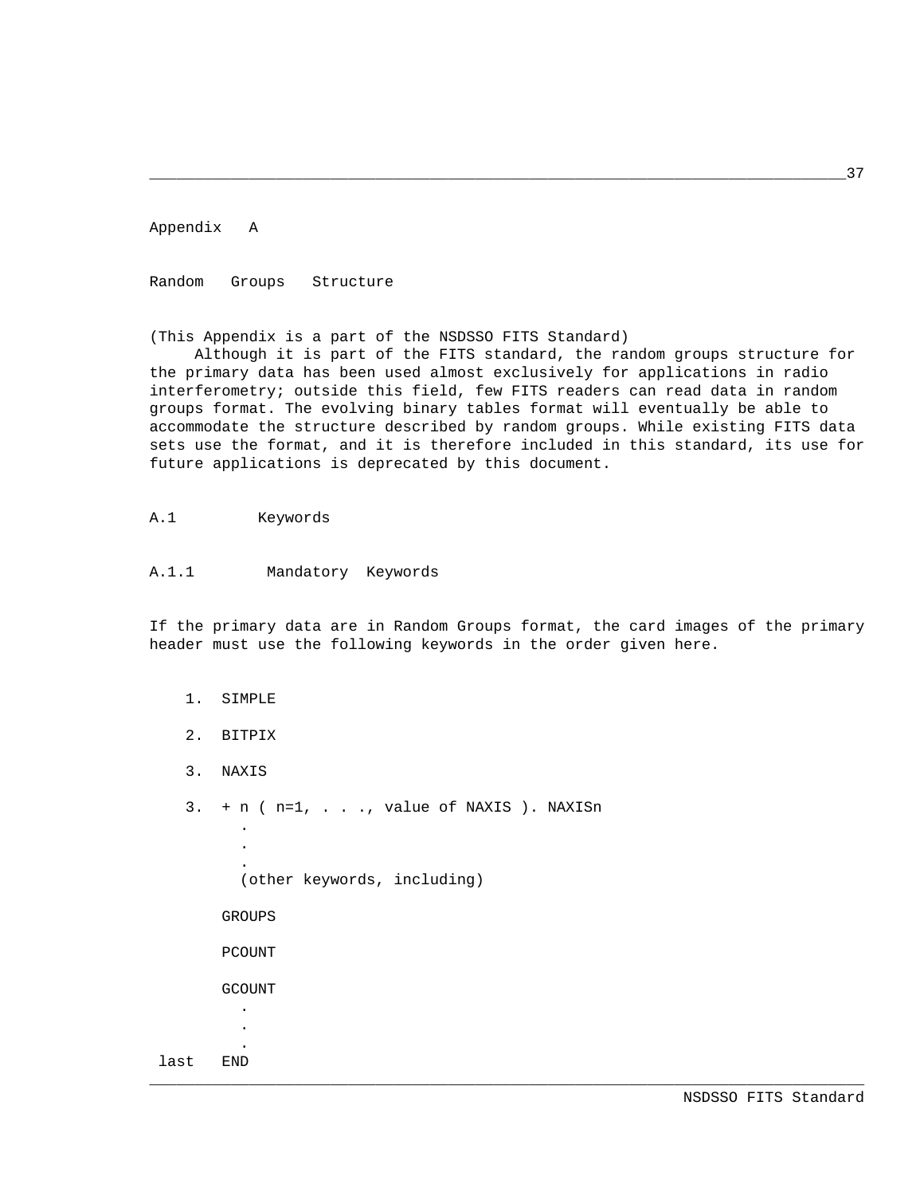# Appendix A

# Random Groups Structure

(This Appendix is a part of the NSDSSO FITS Standard)

Although it is part of the FITS standard, the random groups structure for the primary data has been used almost exclusively for applications in radio interferometry; outside this field, few FITS readers can read data in random groups format. The evolving binary tables format will eventually be able to accommodate the structure described by random groups. While existing FITS data sets use the format, and it is therefore included in this standard, its use for future applications is deprecated by this document.

## A.1 Keywords

### A.1.1 Mandatory Keywords

If the primary data are in Random Groups format, the card images of the primary header must use the following keywords in the order given here.

```
    1.  SIMPLE

    2.  BITPIX

    3.  NAXIS

    3.  + n ( n=1, . . ., value of NAXIS ). NAXISn
          .
          .
          .
          (other keywords, including)

        GROUPS

        PCOUNT

        GCOUNT
          .
          .
          .
 last   END
```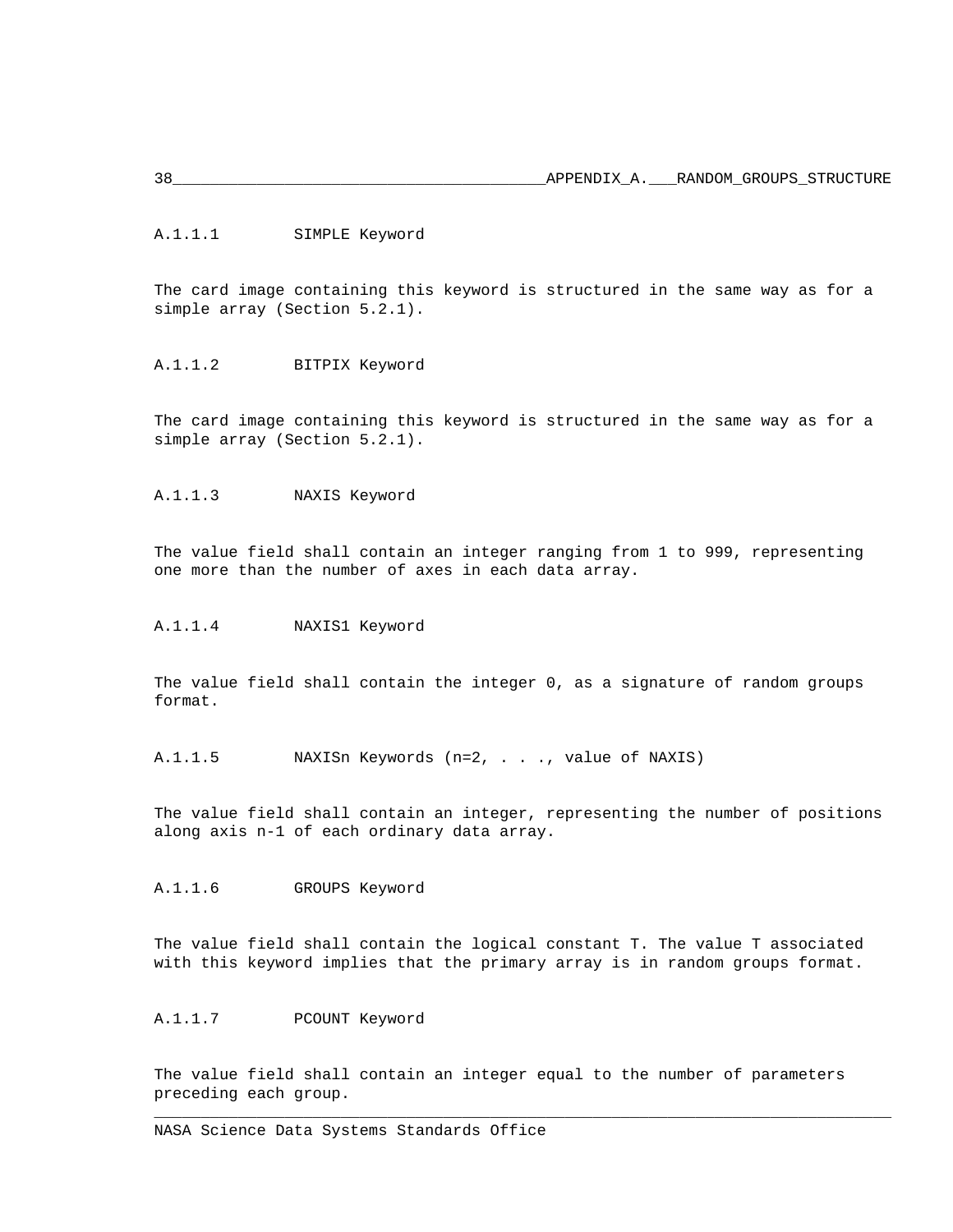#### A.1.1.1 SIMPLE Keyword

The card image containing this keyword is structured in the same way as for a simple array (Section 5.2.1).

#### A.1.1.2 BITPIX Keyword

The card image containing this keyword is structured in the same way as for a simple array (Section 5.2.1).

#### A.1.1.3 NAXIS Keyword

The value field shall contain an integer ranging from 1 to 999, representing one more than the number of axes in each data array.

#### A.1.1.4 NAXIS1 Keyword

The value field shall contain the integer 0, as a signature of random groups format.

#### A.1.1.5 NAXISn Keywords (n=2, . . ., value of NAXIS)

The value field shall contain an integer, representing the number of positions along axis n-1 of each ordinary data array.

#### A.1.1.6 GROUPS Keyword

The value field shall contain the logical constant T. The value T associated with this keyword implies that the primary array is in random groups format.

#### A.1.1.7 PCOUNT Keyword

The value field shall contain an integer equal to the number of parameters preceding each group.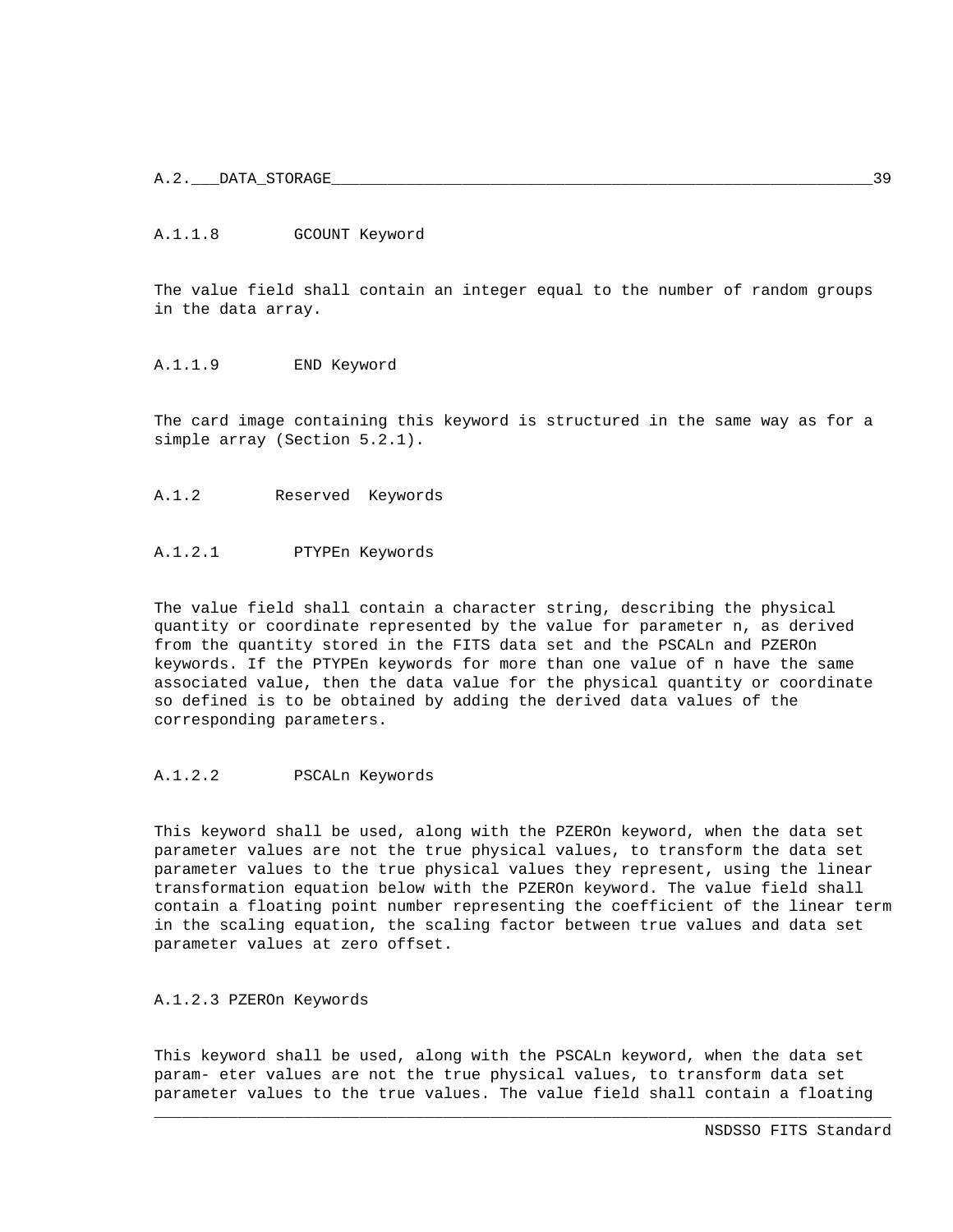#### A.1.1.8 GCOUNT Keyword

The value field shall contain an integer equal to the number of random groups in the data array.

#### A.1.1.9 END Keyword

The card image containing this keyword is structured in the same way as for a simple array (Section 5.2.1).

### A.1.2 Reserved Keywords

#### A.1.2.1 PTYPEn Keywords

The value field shall contain a character string, describing the physical quantity or coordinate represented by the value for parameter n, as derived from the quantity stored in the FITS data set and the PSCALn and PZEROn keywords. If the PTYPEn keywords for more than one value of n have the same associated value, then the data value for the physical quantity or coordinate so defined is to be obtained by adding the derived data values of the corresponding parameters.

#### A.1.2.2 PSCALn Keywords

This keyword shall be used, along with the PZEROn keyword, when the data set parameter values are not the true physical values, to transform the data set parameter values to the true physical values they represent, using the linear transformation equation below with the PZEROn keyword. The value field shall contain a floating point number representing the coefficient of the linear term in the scaling equation, the scaling factor between true values and data set parameter values at zero offset.

#### A.1.2.3 PZEROn Keywords

This keyword shall be used, along with the PSCALn keyword, when the data set param- eter values are not the true physical values, to transform data set parameter values to the true values. The value field shall contain a floating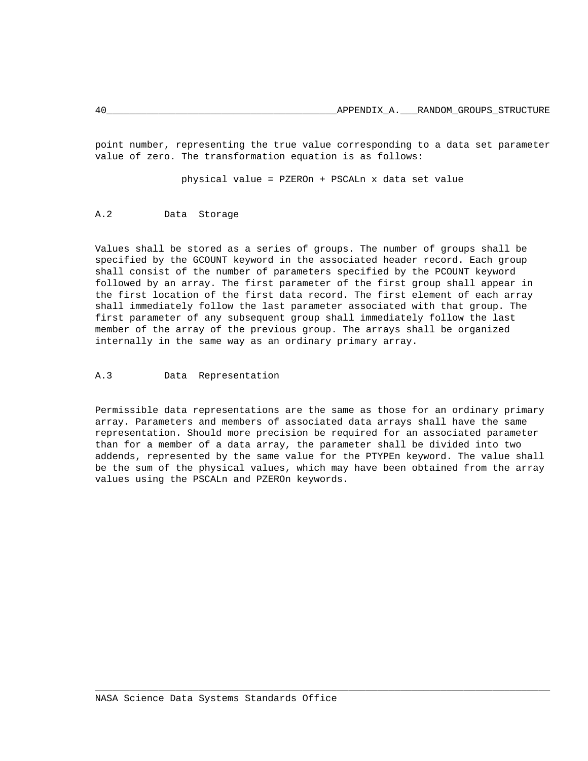point number, representing the true value corresponding to a data set parameter value of zero. The transformation equation is as follows:

physical value = PZEROn + PSCALn x data set value

## A.2 Data Storage

Values shall be stored as a series of groups. The number of groups shall be specified by the GCOUNT keyword in the associated header record. Each group shall consist of the number of parameters specified by the PCOUNT keyword followed by an array. The first parameter of the first group shall appear in the first location of the first data record. The first element of each array shall immediately follow the last parameter associated with that group. The first parameter of any subsequent group shall immediately follow the last member of the array of the previous group. The arrays shall be organized internally in the same way as an ordinary primary array.

## A.3 Data Representation

Permissible data representations are the same as those for an ordinary primary array. Parameters and members of associated data arrays shall have the same representation. Should more precision be required for an associated parameter than for a member of a data array, the parameter shall be divided into two addends, represented by the same value for the PTYPEn keyword. The value shall be the sum of the physical values, which may have been obtained from the array values using the PSCALn and PZEROn keywords.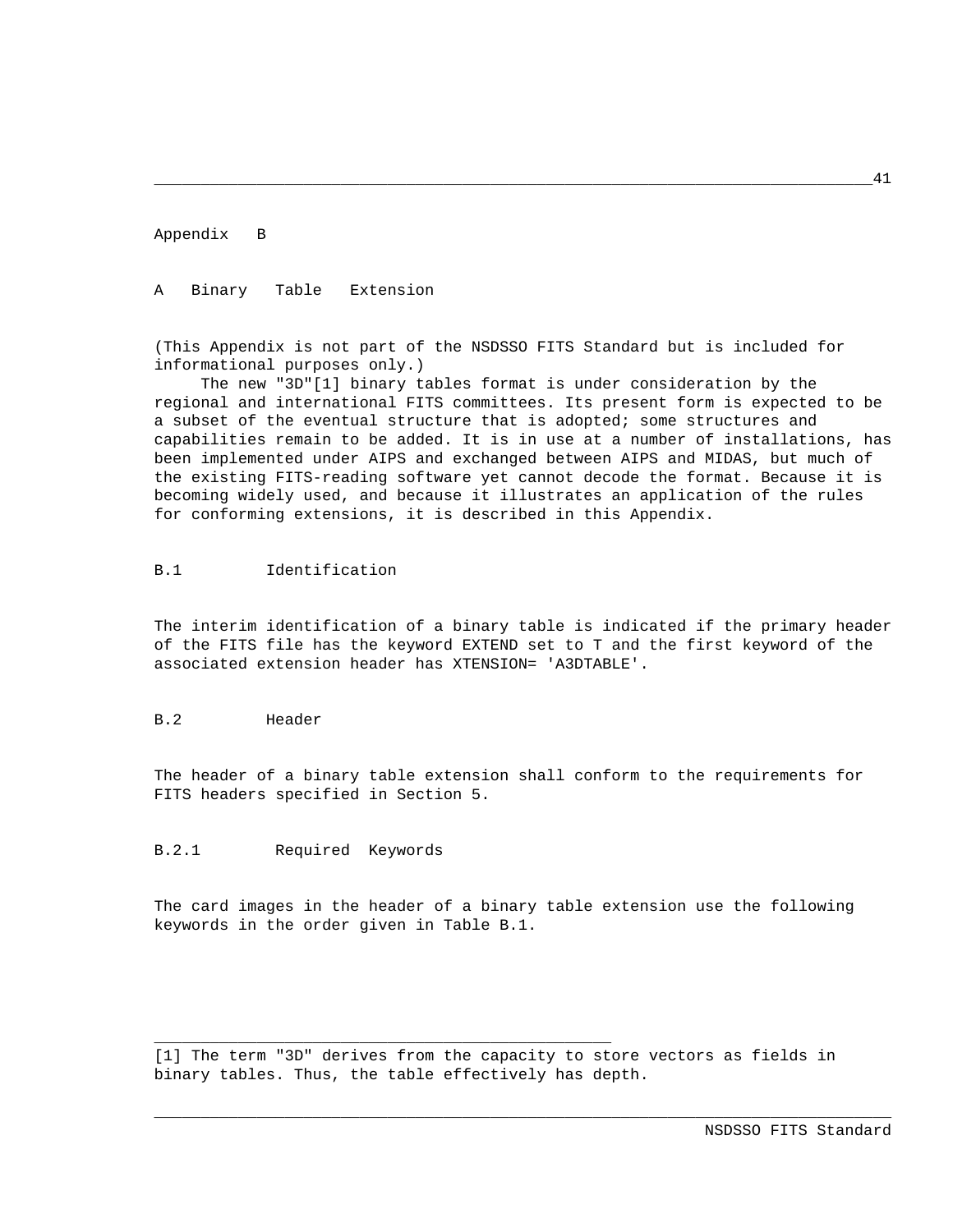# Appendix B

# A Binary Table Extension

(This Appendix is not part of the NSDSSO FITS Standard but is included for informational purposes only.)

The new "3D"[1] binary tables format is under consideration by the regional and international FITS committees. Its present form is expected to be a subset of the eventual structure that is adopted; some structures and capabilities remain to be added. It is in use at a number of installations, has been implemented under AIPS and exchanged between AIPS and MIDAS, but much of the existing FITS-reading software yet cannot decode the format. Because it is becoming widely used, and because it illustrates an application of the rules for conforming extensions, it is described in this Appendix.

## B.1 Identification

The interim identification of a binary table is indicated if the primary header of the FITS file has the keyword EXTEND set to T and the first keyword of the associated extension header has XTENSION= 'A3DTABLE'.

## B.2 Header

The header of a binary table extension shall conform to the requirements for FITS headers specified in Section 5.

### B.2.1 Required Keywords

The card images in the header of a binary table extension use the following keywords in the order given in Table B.1.

---

[1] The term "3D" derives from the capacity to store vectors as fields in binary tables. Thus, the table effectively has depth.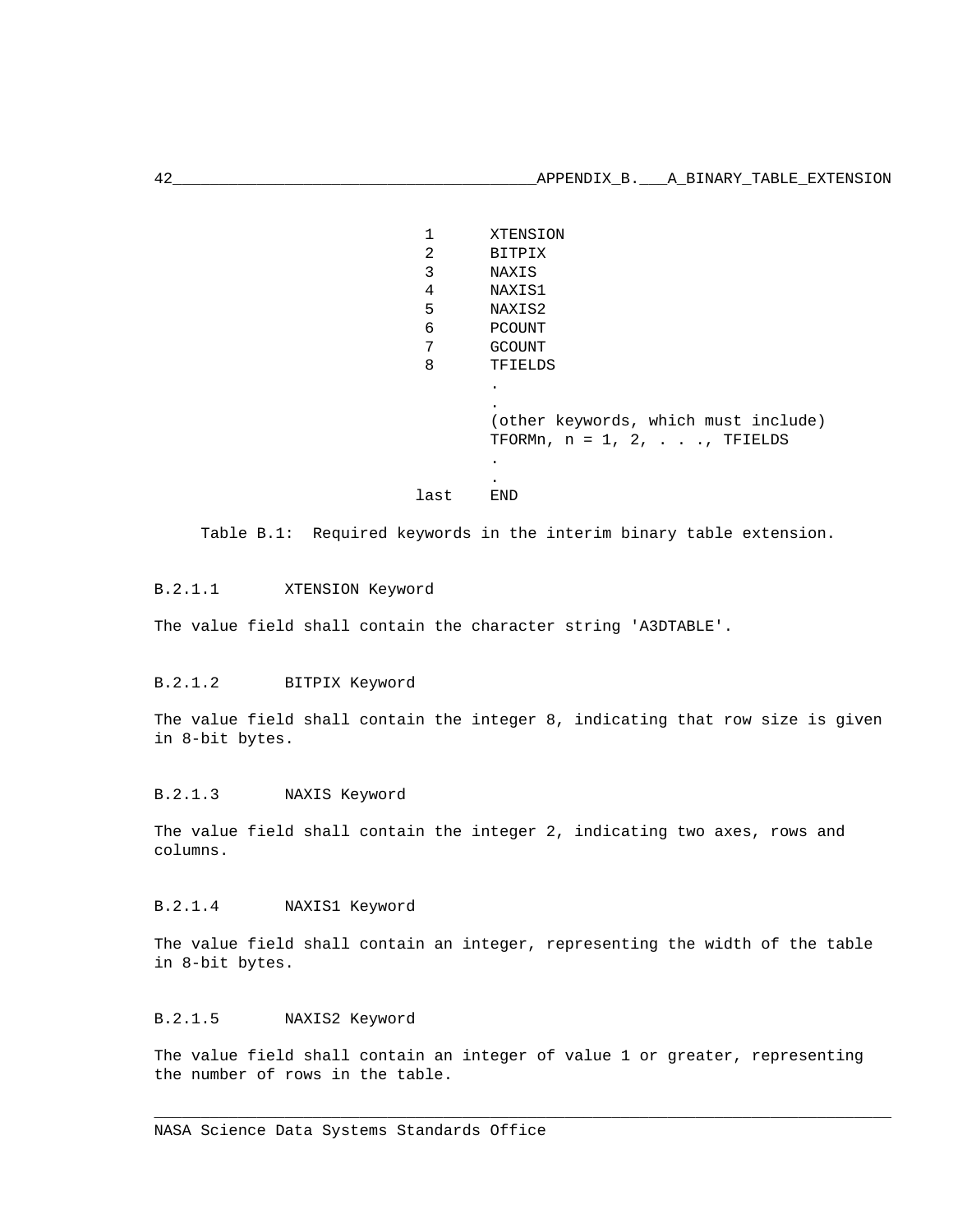```
    1      XTENSION
    2      BITPIX
    3      NAXIS
    4      NAXIS1
    5      NAXIS2
    6      PCOUNT
    7      GCOUNT
    8      TFIELDS
           .
           .
           (other keywords, which must include)
           TFORMn, n = 1, 2, . . ., TFIELDS
           .
           .
 last      END
```

Table B.1: Required keywords in the interim binary table extension.

#### B.2.1.1 XTENSION Keyword

The value field shall contain the character string 'A3DTABLE'.

#### B.2.1.2 BITPIX Keyword

The value field shall contain the integer 8, indicating that row size is given in 8-bit bytes.

#### B.2.1.3 NAXIS Keyword

The value field shall contain the integer 2, indicating two axes, rows and columns.

#### B.2.1.4 NAXIS1 Keyword

The value field shall contain an integer, representing the width of the table in 8-bit bytes.

#### B.2.1.5 NAXIS2 Keyword

The value field shall contain an integer of value 1 or greater, representing the number of rows in the table.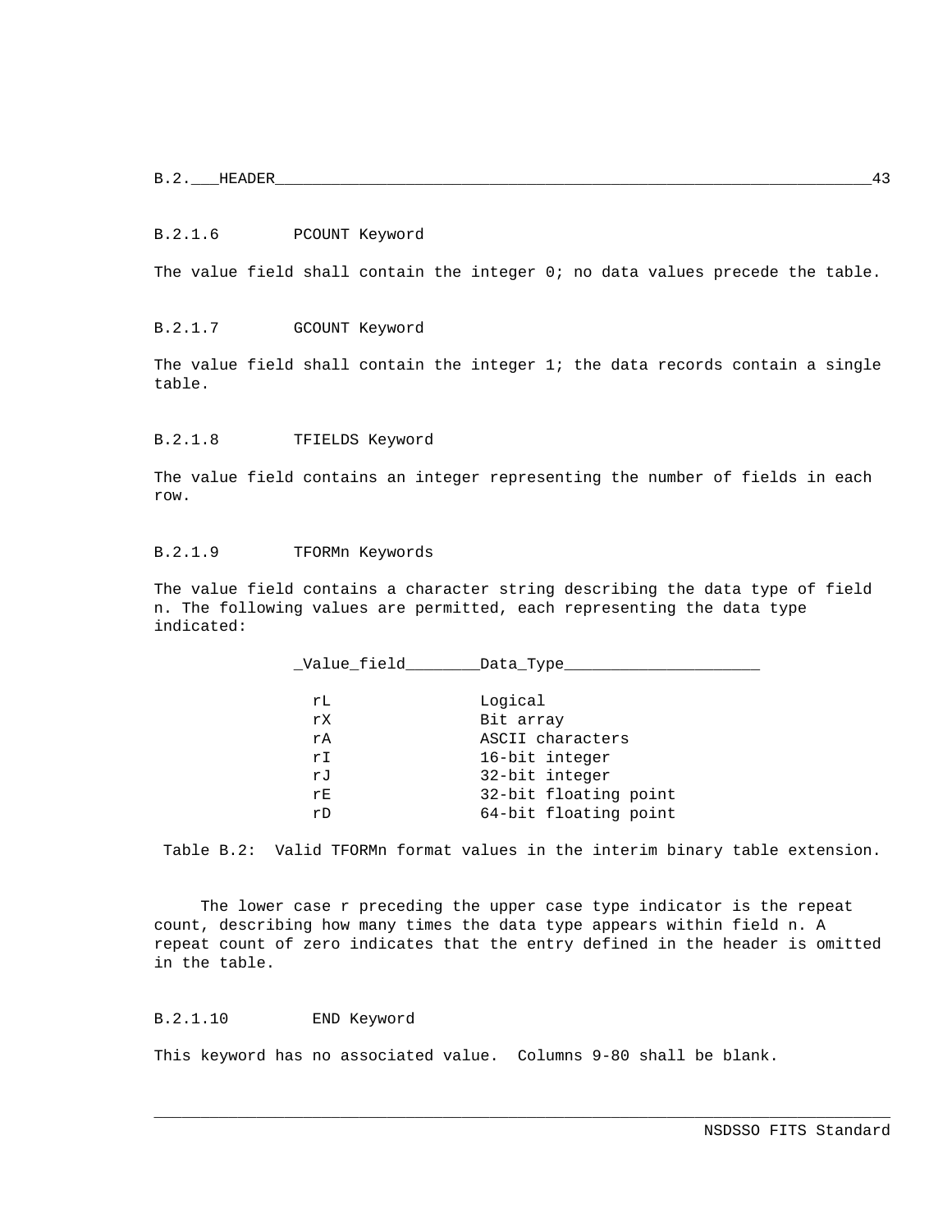#### B.2.1.6 PCOUNT Keyword

The value field shall contain the integer 0; no data values precede the table.

#### B.2.1.7 GCOUNT Keyword

The value field shall contain the integer 1; the data records contain a single table.

#### B.2.1.8 TFIELDS Keyword

The value field contains an integer representing the number of fields in each row.

#### B.2.1.9 TFORMn Keywords

The value field contains a character string describing the data type of field n. The following values are permitted, each representing the data type indicated:

| Value field | Data Type |
| --- | --- |
| rL | Logical |
| rX | Bit array |
| rA | ASCII characters |
| rI | 16-bit integer |
| rJ | 32-bit integer |
| rE | 32-bit floating point |
| rD | 64-bit floating point |

Table B.2: Valid TFORMn format values in the interim binary table extension.

The lower case r preceding the upper case type indicator is the repeat count, describing how many times the data type appears within field n. A repeat count of zero indicates that the entry defined in the header is omitted in the table.

#### B.2.1.10 END Keyword

This keyword has no associated value. Columns 9-80 shall be blank.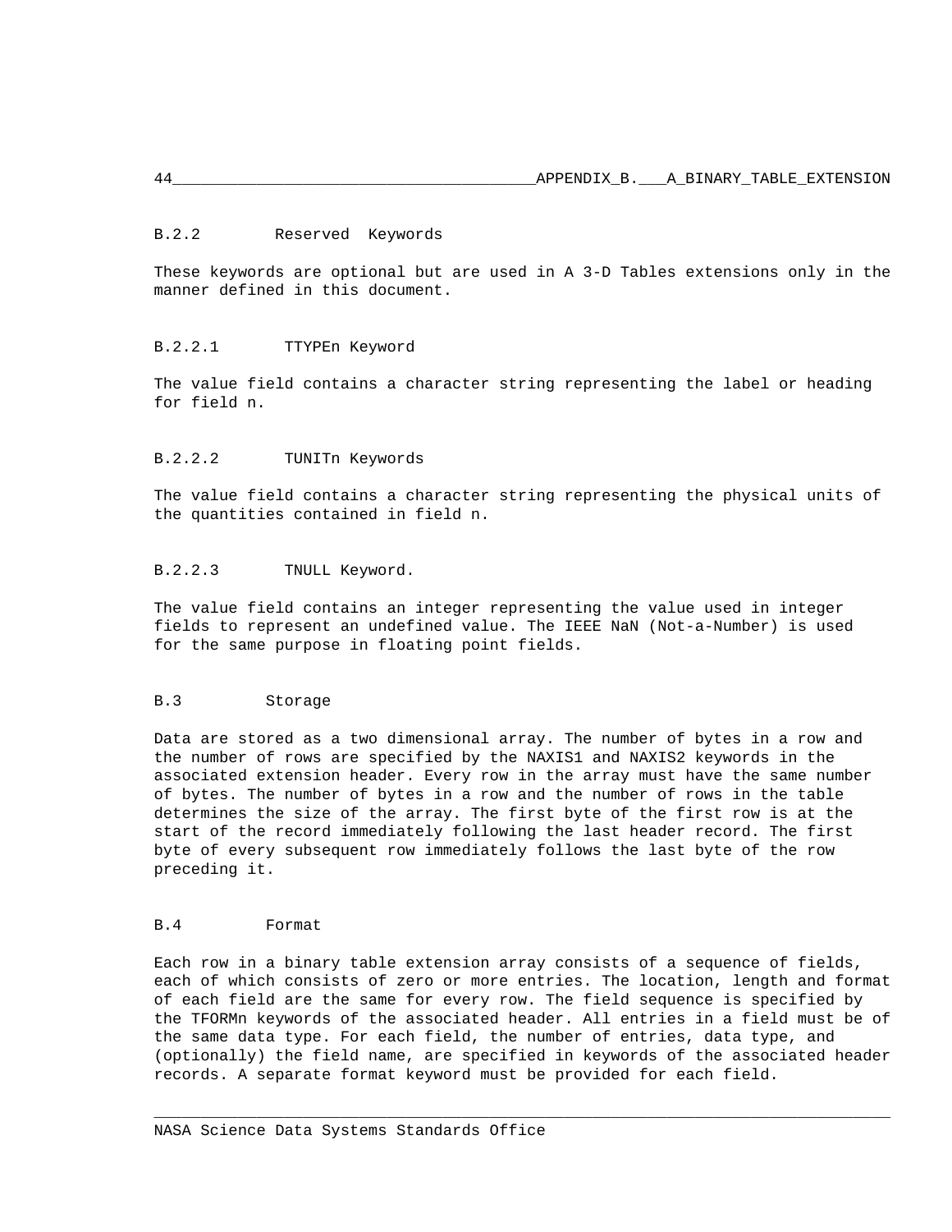### B.2.2 Reserved Keywords

These keywords are optional but are used in A 3-D Tables extensions only in the manner defined in this document.

#### B.2.2.1 TTYPEn Keyword

The value field contains a character string representing the label or heading for field n.

#### B.2.2.2 TUNITn Keywords

The value field contains a character string representing the physical units of the quantities contained in field n.

#### B.2.2.3 TNULL Keyword.

The value field contains an integer representing the value used in integer fields to represent an undefined value. The IEEE NaN (Not-a-Number) is used for the same purpose in floating point fields.

## B.3 Storage

Data are stored as a two dimensional array. The number of bytes in a row and the number of rows are specified by the NAXIS1 and NAXIS2 keywords in the associated extension header. Every row in the array must have the same number of bytes. The number of bytes in a row and the number of rows in the table determines the size of the array. The first byte of the first row is at the start of the record immediately following the last header record. The first byte of every subsequent row immediately follows the last byte of the row preceding it.

## B.4 Format

Each row in a binary table extension array consists of a sequence of fields, each of which consists of zero or more entries. The location, length and format of each field are the same for every row. The field sequence is specified by the TFORMn keywords of the associated header. All entries in a field must be of the same data type. For each field, the number of entries, data type, and (optionally) the field name, are specified in keywords of the associated header records. A separate format keyword must be provided for each field.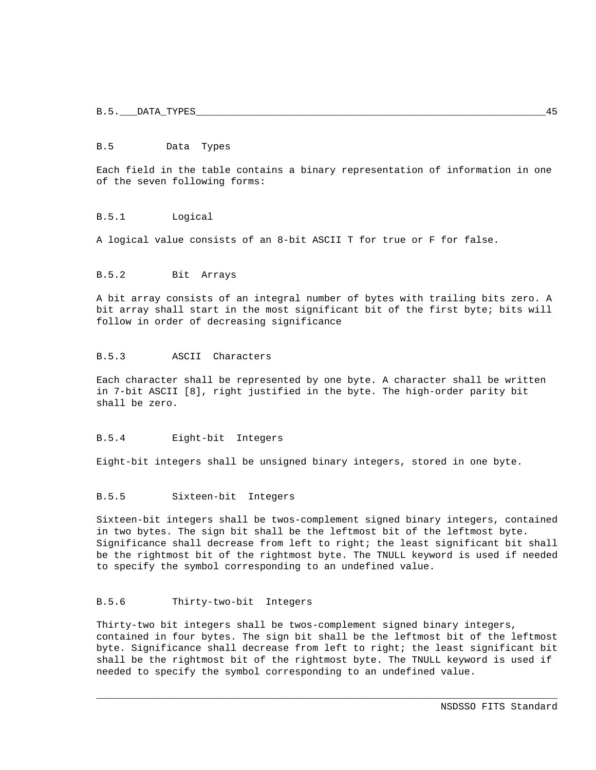## B.5 Data Types

Each field in the table contains a binary representation of information in one of the seven following forms:

### B.5.1 Logical

A logical value consists of an 8-bit ASCII T for true or F for false.

### B.5.2 Bit Arrays

A bit array consists of an integral number of bytes with trailing bits zero. A bit array shall start in the most significant bit of the first byte; bits will follow in order of decreasing significance

### B.5.3 ASCII Characters

Each character shall be represented by one byte. A character shall be written in 7-bit ASCII [8], right justified in the byte. The high-order parity bit shall be zero.

### B.5.4 Eight-bit Integers

Eight-bit integers shall be unsigned binary integers, stored in one byte.

### B.5.5 Sixteen-bit Integers

Sixteen-bit integers shall be twos-complement signed binary integers, contained in two bytes. The sign bit shall be the leftmost bit of the leftmost byte. Significance shall decrease from left to right; the least significant bit shall be the rightmost bit of the rightmost byte. The TNULL keyword is used if needed to specify the symbol corresponding to an undefined value.

### B.5.6 Thirty-two-bit Integers

Thirty-two bit integers shall be twos-complement signed binary integers, contained in four bytes. The sign bit shall be the leftmost bit of the leftmost byte. Significance shall decrease from left to right; the least significant bit shall be the rightmost bit of the rightmost byte. The TNULL keyword is used if needed to specify the symbol corresponding to an undefined value.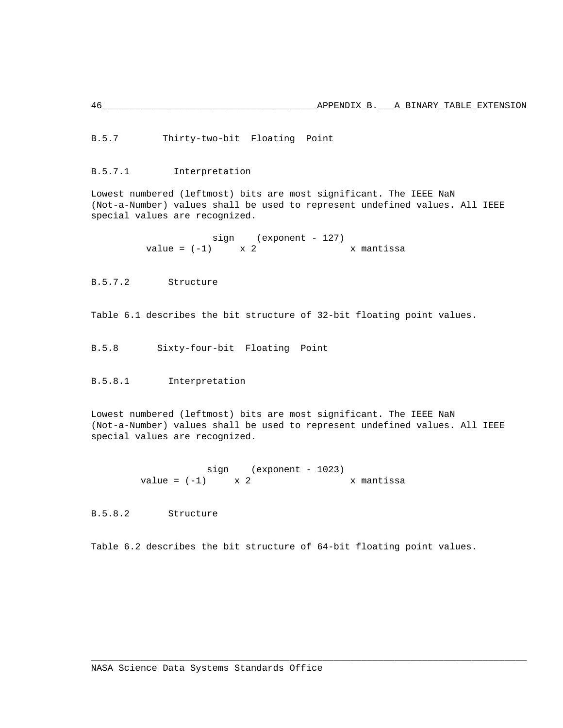### B.5.7 Thirty-two-bit Floating Point

#### B.5.7.1 Interpretation

Lowest numbered (leftmost) bits are most significant. The IEEE NaN (Not-a-Number) values shall be used to represent undefined values. All IEEE special values are recognized.

$$\text{value} = (-1)^{\text{sign}} \times 2^{(\text{exponent} - 127)} \times \text{mantissa}$$

#### B.5.7.2 Structure

Table 6.1 describes the bit structure of 32-bit floating point values.

### B.5.8 Sixty-four-bit Floating Point

#### B.5.8.1 Interpretation

Lowest numbered (leftmost) bits are most significant. The IEEE NaN (Not-a-Number) values shall be used to represent undefined values. All IEEE special values are recognized.

$$\text{value} = (-1)^{\text{sign}} \times 2^{(\text{exponent} - 1023)} \times \text{mantissa}$$

#### B.5.8.2 Structure

Table 6.2 describes the bit structure of 64-bit floating point values.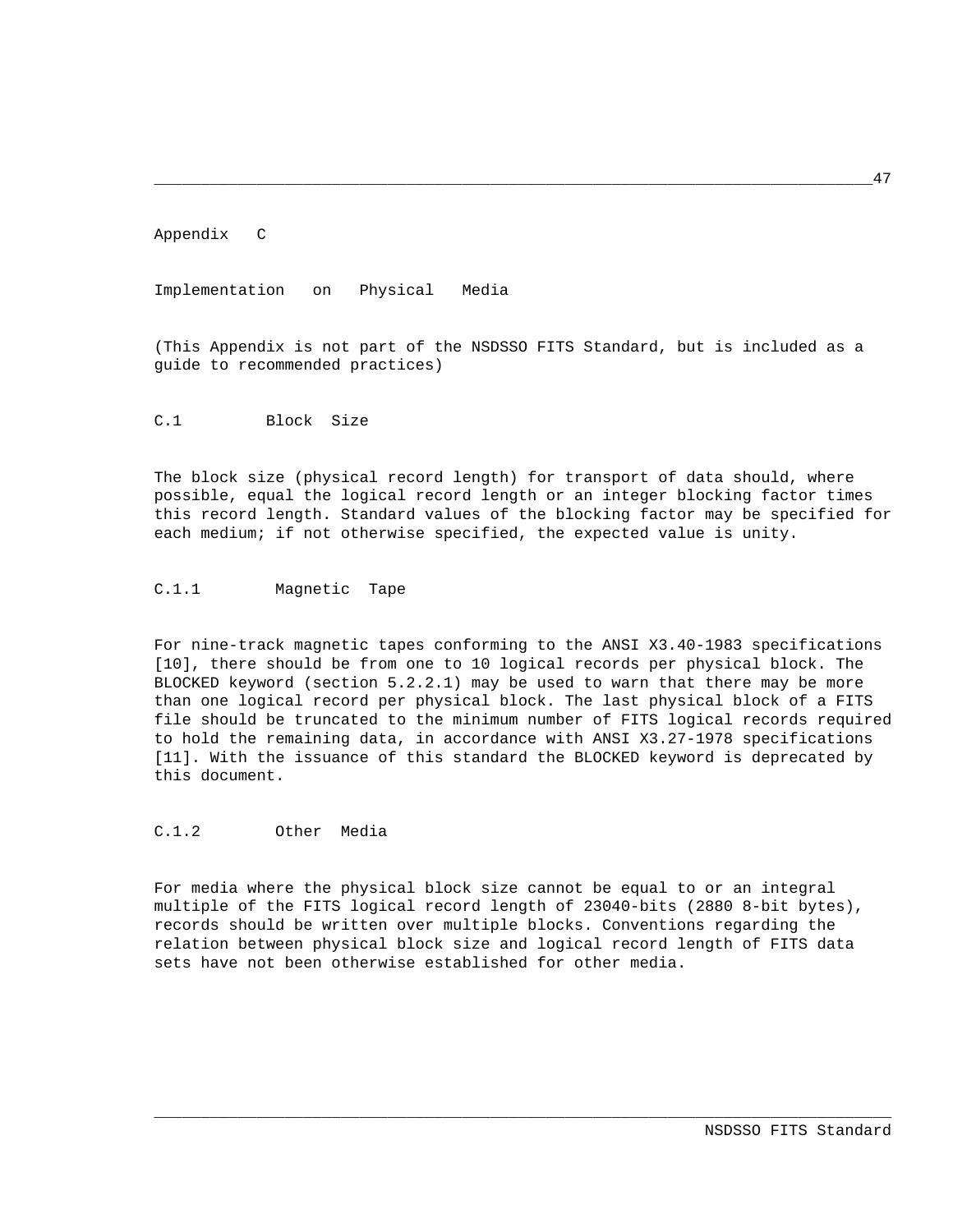# Appendix C

# Implementation on Physical Media

(This Appendix is not part of the NSDSSO FITS Standard, but is included as a guide to recommended practices)

## C.1 Block Size

The block size (physical record length) for transport of data should, where possible, equal the logical record length or an integer blocking factor times this record length. Standard values of the blocking factor may be specified for each medium; if not otherwise specified, the expected value is unity.

### C.1.1 Magnetic Tape

For nine-track magnetic tapes conforming to the ANSI X3.40-1983 specifications [10], there should be from one to 10 logical records per physical block. The BLOCKED keyword (section 5.2.2.1) may be used to warn that there may be more than one logical record per physical block. The last physical block of a FITS file should be truncated to the minimum number of FITS logical records required to hold the remaining data, in accordance with ANSI X3.27-1978 specifications [11]. With the issuance of this standard the BLOCKED keyword is deprecated by this document.

### C.1.2 Other Media

For media where the physical block size cannot be equal to or an integral multiple of the FITS logical record length of 23040-bits (2880 8-bit bytes), records should be written over multiple blocks. Conventions regarding the relation between physical block size and logical record length of FITS data sets have not been otherwise established for other media.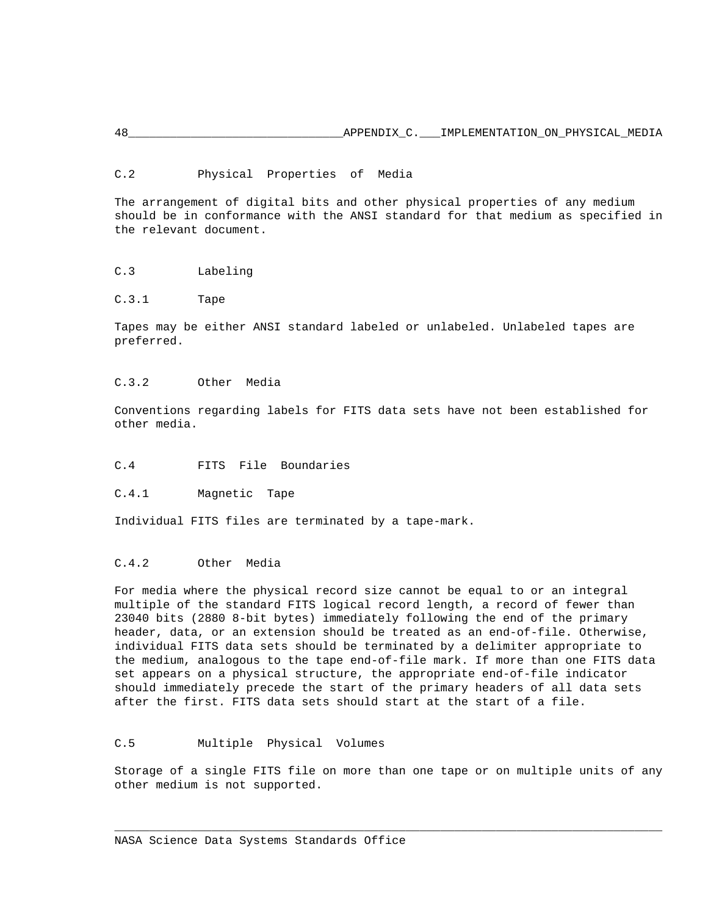## C.2 Physical Properties of Media

The arrangement of digital bits and other physical properties of any medium should be in conformance with the ANSI standard for that medium as specified in the relevant document.

## C.3 Labeling

### C.3.1 Tape

Tapes may be either ANSI standard labeled or unlabeled. Unlabeled tapes are preferred.

### C.3.2 Other Media

Conventions regarding labels for FITS data sets have not been established for other media.

## C.4 FITS File Boundaries

### C.4.1 Magnetic Tape

Individual FITS files are terminated by a tape-mark.

### C.4.2 Other Media

For media where the physical record size cannot be equal to or an integral multiple of the standard FITS logical record length, a record of fewer than 23040 bits (2880 8-bit bytes) immediately following the end of the primary header, data, or an extension should be treated as an end-of-file. Otherwise, individual FITS data sets should be terminated by a delimiter appropriate to the medium, analogous to the tape end-of-file mark. If more than one FITS data set appears on a physical structure, the appropriate end-of-file indicator should immediately precede the start of the primary headers of all data sets after the first. FITS data sets should start at the start of a file.

## C.5 Multiple Physical Volumes

Storage of a single FITS file on more than one tape or on multiple units of any other medium is not supported.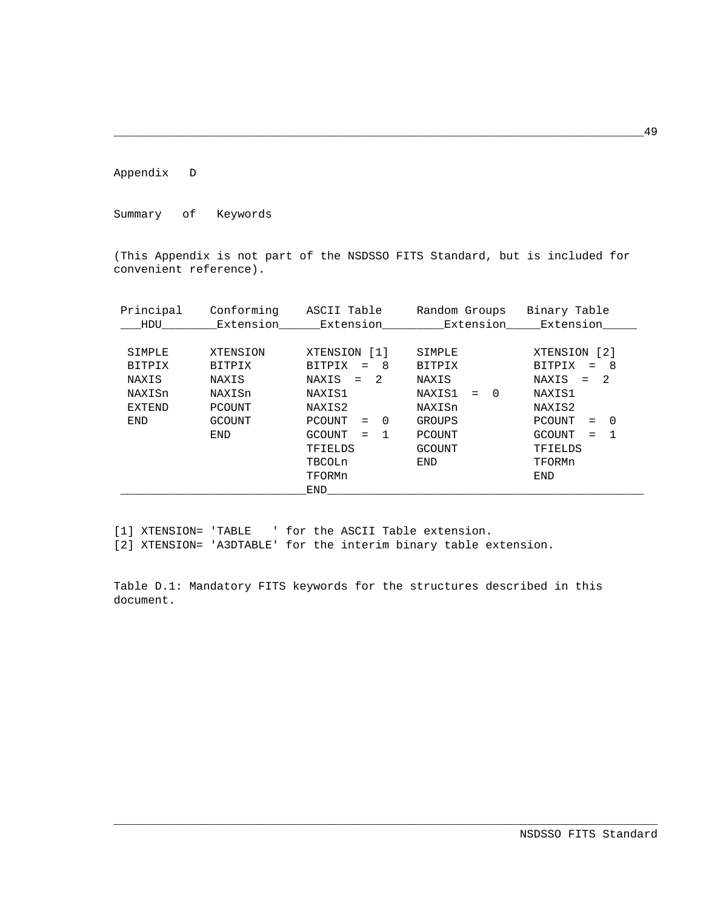# Appendix D

## Summary of Keywords

(This Appendix is not part of the NSDSSO FITS Standard, but is included for convenient reference).

| Principal HDU | Conforming Extension | ASCII Table Extension | Random Groups Extension | Binary Table Extension |
|---|---|---|---|---|
| SIMPLE | XTENSION | XTENSION [1] | SIMPLE | XTENSION [2] |
| BITPIX | BITPIX | BITPIX = 8 | BITPIX | BITPIX = 8 |
| NAXIS | NAXIS | NAXIS = 2 | NAXIS | NAXIS = 2 |
| NAXISn | NAXISn | NAXIS1 | NAXIS1 = 0 | NAXIS1 |
| EXTEND | PCOUNT | NAXIS2 | NAXISn | NAXIS2 |
| END | GCOUNT | PCOUNT = 0 | GROUPS | PCOUNT = 0 |
| | END | GCOUNT = 1 | PCOUNT | GCOUNT = 1 |
| | | TFIELDS | GCOUNT | TFIELDS |
| | | TBCOLn | END | TFORMn |
| | | TFORMn | | END |
| | | END | | |

[1] XTENSION= 'TABLE   ' for the ASCII Table extension.
[2] XTENSION= 'A3DTABLE' for the interim binary table extension.

Table D.1: Mandatory FITS keywords for the structures described in this document.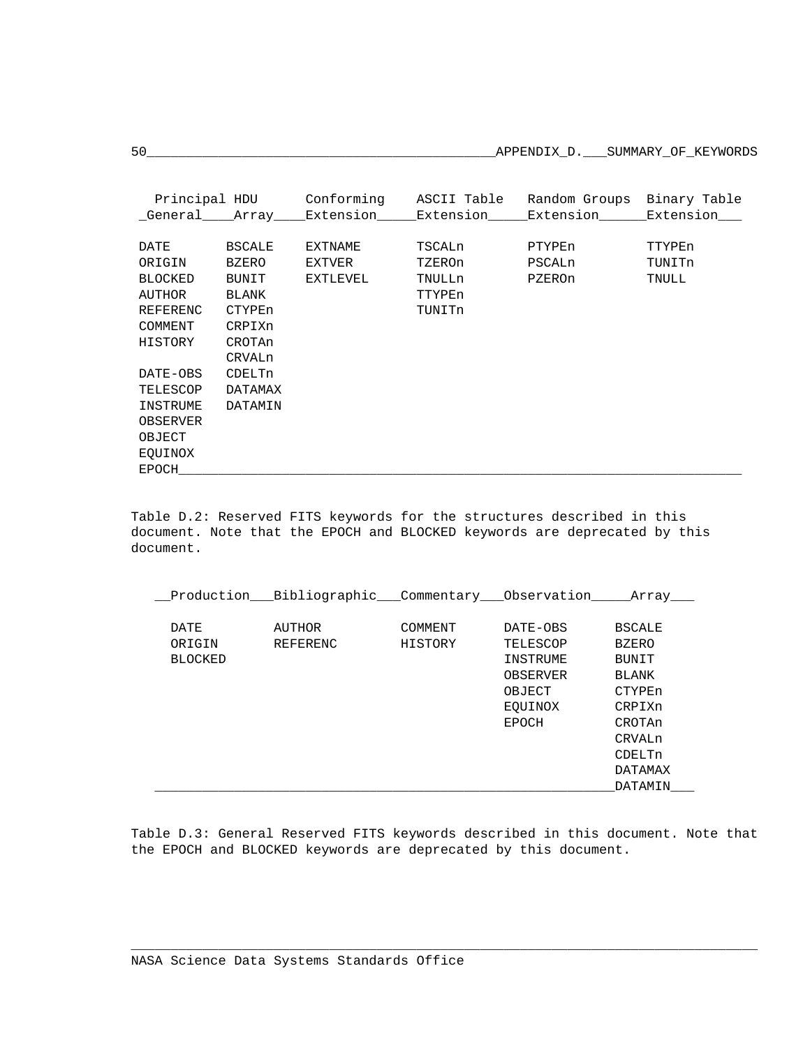| Principal HDU General | Principal HDU Array | Conforming Extension | ASCII Table Extension | Random Groups Extension | Binary Table Extension |
|---|---|---|---|---|---|
| DATE | BSCALE | EXTNAME | TSCALn | PTYPEn | TTYPEn |
| ORIGIN | BZERO | EXTVER | TZEROn | PSCALn | TUNITn |
| BLOCKED | BUNIT | EXTLEVEL | TNULLn | PZEROn | TNULL |
| AUTHOR | BLANK | | TTYPEn | | |
| REFERENC | CTYPEn | | TUNITn | | |
| COMMENT | CRPIXn | | | | |
| HISTORY | CROTAn | | | | |
| | CRVALn | | | | |
| DATE-OBS | CDELTn | | | | |
| TELESCOP | DATAMAX | | | | |
| INSTRUME | DATAMIN | | | | |
| OBSERVER | | | | | |
| OBJECT | | | | | |
| EQUINOX | | | | | |
| EPOCH | | | | | |

Table D.2: Reserved FITS keywords for the structures described in this document. Note that the EPOCH and BLOCKED keywords are deprecated by this document.

| Production | Bibliographic | Commentary | Observation | Array |
|---|---|---|---|---|
| DATE | AUTHOR | COMMENT | DATE-OBS | BSCALE |
| ORIGIN | REFERENC | HISTORY | TELESCOP | BZERO |
| BLOCKED | | | INSTRUME | BUNIT |
| | | | OBSERVER | BLANK |
| | | | OBJECT | CTYPEn |
| | | | EQUINOX | CRPIXn |
| | | | EPOCH | CROTAn |
| | | | | CRVALn |
| | | | | CDELTn |
| | | | | DATAMAX |
| | | | | DATAMIN |

Table D.3: General Reserved FITS keywords described in this document. Note that the EPOCH and BLOCKED keywords are deprecated by this document.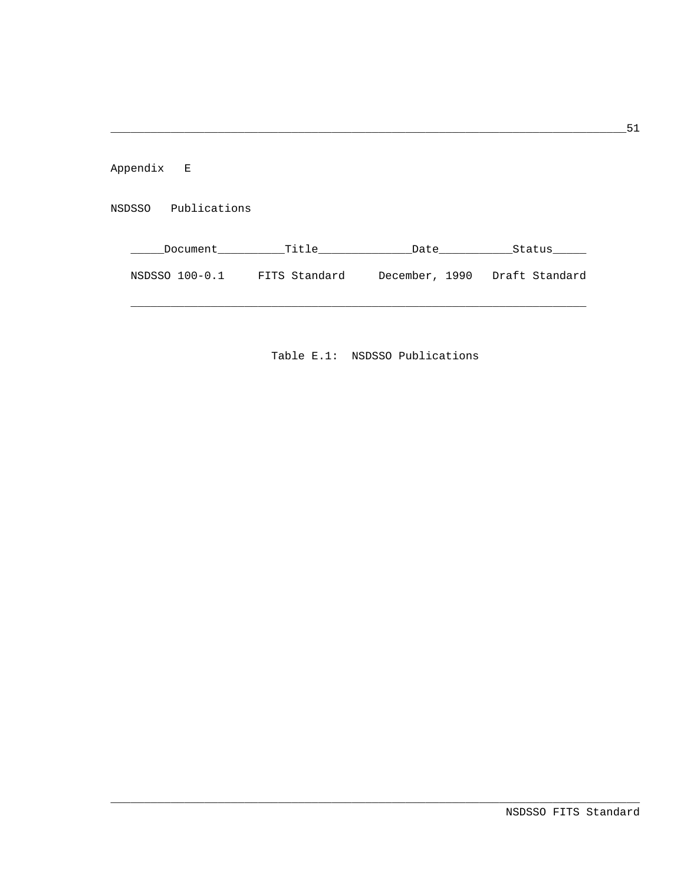# Appendix E

# NSDSSO Publications

| Document | Title | Date | Status |
| --- | --- | --- | --- |
| NSDSSO 100-0.1 | FITS Standard | December, 1990 | Draft Standard |

Table E.1: NSDSSO Publications